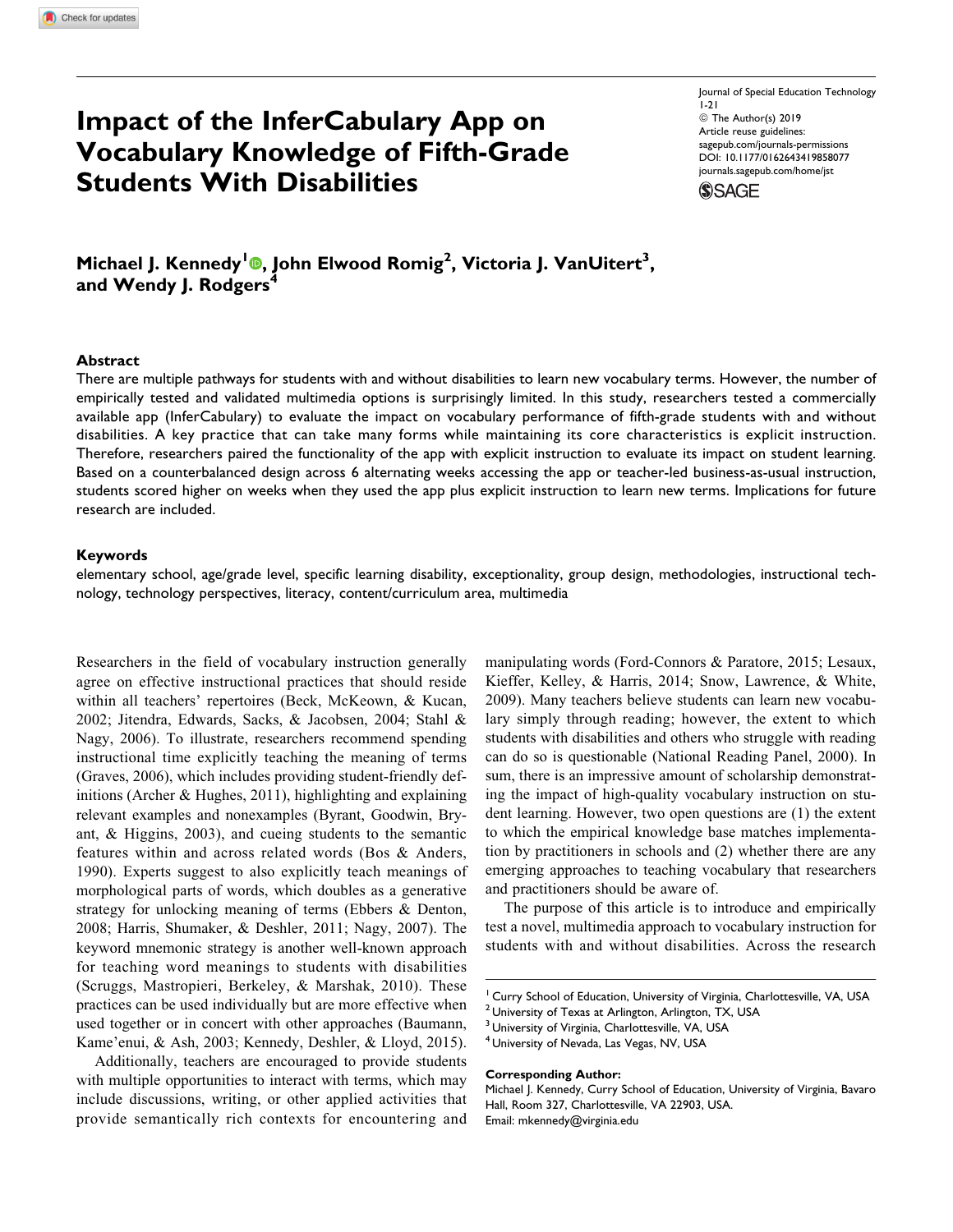# Impact of the InferCabulary App on Vocabulary Knowledge of Fifth-Grade Students With Disabilities

Journal of Special Education Technology
1-21
© The Author(s) 2019
Article reuse guidelines:
sagepub.com/journals-permissions
DOI: 10.1177/0162643419858077
journals.sagepub.com/home/jst

**Michael J. Kennedy[1], John Elwood Romig[2], Victoria J. VanUitert[3], and Wendy J. Rodgers[4]**

## Abstract

There are multiple pathways for students with and without disabilities to learn new vocabulary terms. However, the number of empirically tested and validated multimedia options is surprisingly limited. In this study, researchers tested a commercially available app (InferCabulary) to evaluate the impact on vocabulary performance of fifth-grade students with and without disabilities. A key practice that can take many forms while maintaining its core characteristics is explicit instruction. Therefore, researchers paired the functionality of the app with explicit instruction to evaluate its impact on student learning. Based on a counterbalanced design across 6 alternating weeks accessing the app or teacher-led business-as-usual instruction, students scored higher on weeks when they used the app plus explicit instruction to learn new terms. Implications for future research are included.

## Keywords

elementary school, age/grade level, specific learning disability, exceptionality, group design, methodologies, instructional technology, technology perspectives, literacy, content/curriculum area, multimedia

Researchers in the field of vocabulary instruction generally agree on effective instructional practices that should reside within all teachers' repertoires (Beck, McKeown, & Kucan, 2002; Jitendra, Edwards, Sacks, & Jacobsen, 2004; Stahl & Nagy, 2006). To illustrate, researchers recommend spending instructional time explicitly teaching the meaning of terms (Graves, 2006), which includes providing student-friendly definitions (Archer & Hughes, 2011), highlighting and explaining relevant examples and nonexamples (Byrant, Goodwin, Bryant, & Higgins, 2003), and cueing students to the semantic features within and across related words (Bos & Anders, 1990). Experts suggest to also explicitly teach meanings of morphological parts of words, which doubles as a generative strategy for unlocking meaning of terms (Ebbers & Denton, 2008; Harris, Shumaker, & Deshler, 2011; Nagy, 2007). The keyword mnemonic strategy is another well-known approach for teaching word meanings to students with disabilities (Scruggs, Mastropieri, Berkeley, & Marshak, 2010). These practices can be used individually but are more effective when used together or in concert with other approaches (Baumann, Kame'enui, & Ash, 2003; Kennedy, Deshler, & Lloyd, 2015).

Additionally, teachers are encouraged to provide students with multiple opportunities to interact with terms, which may include discussions, writing, or other applied activities that provide semantically rich contexts for encountering and manipulating words (Ford-Connors & Paratore, 2015; Lesaux, Kieffer, Kelley, & Harris, 2014; Snow, Lawrence, & White, 2009). Many teachers believe students can learn new vocabulary simply through reading; however, the extent to which students with disabilities and others who struggle with reading can do so is questionable (National Reading Panel, 2000). In sum, there is an impressive amount of scholarship demonstrating the impact of high-quality vocabulary instruction on student learning. However, two open questions are (1) the extent to which the empirical knowledge base matches implementation by practitioners in schools and (2) whether there are any emerging approaches to teaching vocabulary that researchers and practitioners should be aware of.

The purpose of this article is to introduce and empirically test a novel, multimedia approach to vocabulary instruction for students with and without disabilities. Across the research

[1] Curry School of Education, University of Virginia, Charlottesville, VA, USA
[2] University of Texas at Arlington, Arlington, TX, USA
[3] University of Virginia, Charlottesville, VA, USA
[4] University of Nevada, Las Vegas, NV, USA

**Corresponding Author:**
Michael J. Kennedy, Curry School of Education, University of Virginia, Bavaro Hall, Room 327, Charlottesville, VA 22903, USA.
Email: mkennedy@virginia.edu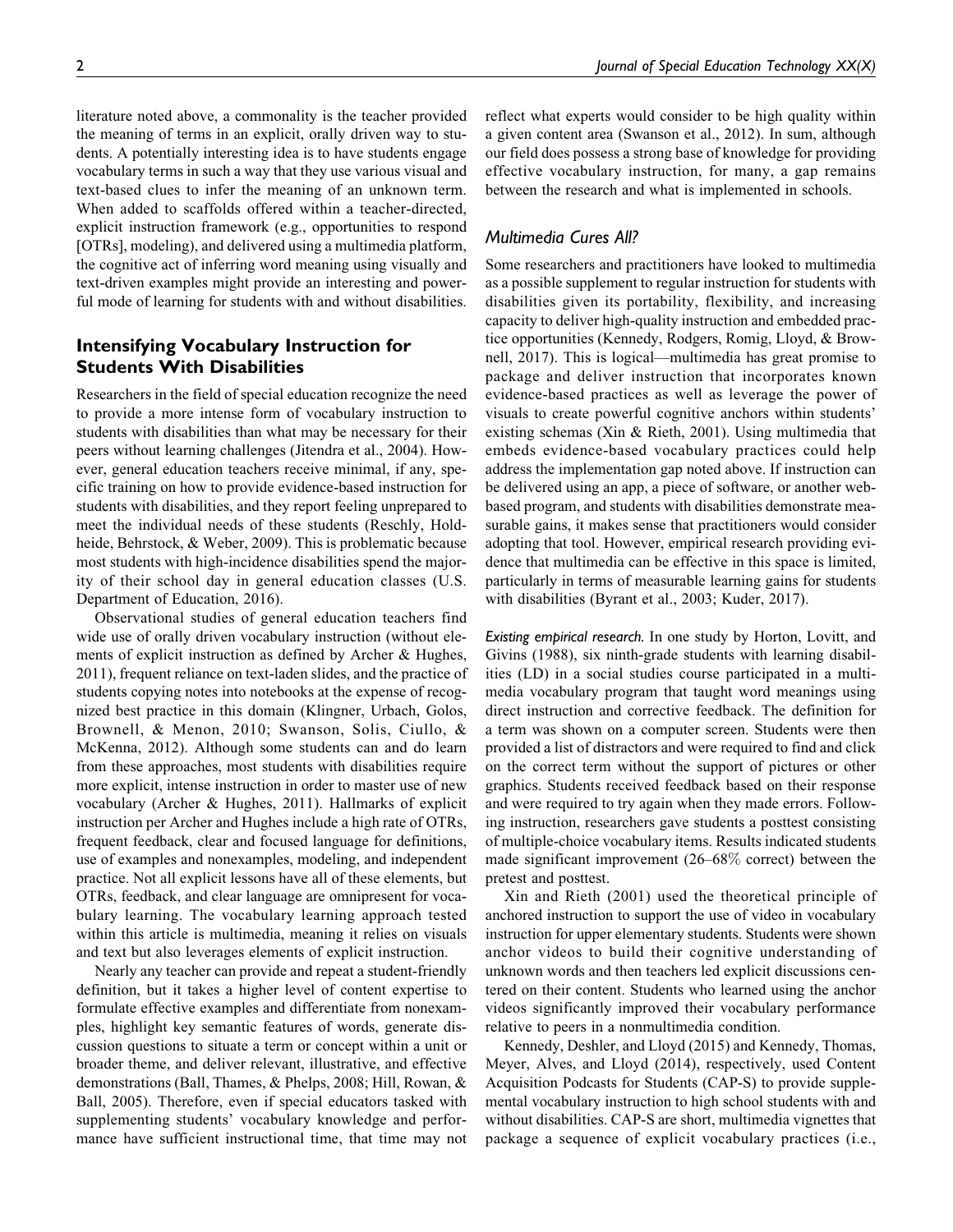literature noted above, a commonality is the teacher provided the meaning of terms in an explicit, orally driven way to students. A potentially interesting idea is to have students engage vocabulary terms in such a way that they use various visual and text-based clues to infer the meaning of an unknown term. When added to scaffolds offered within a teacher-directed, explicit instruction framework (e.g., opportunities to respond [OTRs], modeling), and delivered using a multimedia platform, the cognitive act of inferring word meaning using visually and text-driven examples might provide an interesting and powerful mode of learning for students with and without disabilities.

## Intensifying Vocabulary Instruction for Students With Disabilities

Researchers in the field of special education recognize the need to provide a more intense form of vocabulary instruction to students with disabilities than what may be necessary for their peers without learning challenges (Jitendra et al., 2004). However, general education teachers receive minimal, if any, specific training on how to provide evidence-based instruction for students with disabilities, and they report feeling unprepared to meet the individual needs of these students (Reschly, Holdheide, Behrstock, & Weber, 2009). This is problematic because most students with high-incidence disabilities spend the majority of their school day in general education classes (U.S. Department of Education, 2016).

Observational studies of general education teachers find wide use of orally driven vocabulary instruction (without elements of explicit instruction as defined by Archer & Hughes, 2011), frequent reliance on text-laden slides, and the practice of students copying notes into notebooks at the expense of recognized best practice in this domain (Klingner, Urbach, Golos, Brownell, & Menon, 2010; Swanson, Solis, Ciullo, & McKenna, 2012). Although some students can and do learn from these approaches, most students with disabilities require more explicit, intense instruction in order to master use of new vocabulary (Archer & Hughes, 2011). Hallmarks of explicit instruction per Archer and Hughes include a high rate of OTRs, frequent feedback, clear and focused language for definitions, use of examples and nonexamples, modeling, and independent practice. Not all explicit lessons have all of these elements, but OTRs, feedback, and clear language are omnipresent for vocabulary learning. The vocabulary learning approach tested within this article is multimedia, meaning it relies on visuals and text but also leverages elements of explicit instruction.

Nearly any teacher can provide and repeat a student-friendly definition, but it takes a higher level of content expertise to formulate effective examples and differentiate from nonexamples, highlight key semantic features of words, generate discussion questions to situate a term or concept within a unit or broader theme, and deliver relevant, illustrative, and effective demonstrations (Ball, Thames, & Phelps, 2008; Hill, Rowan, & Ball, 2005). Therefore, even if special educators tasked with supplementing students' vocabulary knowledge and performance have sufficient instructional time, that time may not reflect what experts would consider to be high quality within a given content area (Swanson et al., 2012). In sum, although our field does possess a strong base of knowledge for providing effective vocabulary instruction, for many, a gap remains between the research and what is implemented in schools.

### *Multimedia Cures All?*

Some researchers and practitioners have looked to multimedia as a possible supplement to regular instruction for students with disabilities given its portability, flexibility, and increasing capacity to deliver high-quality instruction and embedded practice opportunities (Kennedy, Rodgers, Romig, Lloyd, & Brownell, 2017). This is logical—multimedia has great promise to package and deliver instruction that incorporates known evidence-based practices as well as leverage the power of visuals to create powerful cognitive anchors within students' existing schemas (Xin & Rieth, 2001). Using multimedia that embeds evidence-based vocabulary practices could help address the implementation gap noted above. If instruction can be delivered using an app, a piece of software, or another web-based program, and students with disabilities demonstrate measurable gains, it makes sense that practitioners would consider adopting that tool. However, empirical research providing evidence that multimedia can be effective in this space is limited, particularly in terms of measurable learning gains for students with disabilities (Byrant et al., 2003; Kuder, 2017).

*Existing empirical research.* In one study by Horton, Lovitt, and Givins (1988), six ninth-grade students with learning disabilities (LD) in a social studies course participated in a multimedia vocabulary program that taught word meanings using direct instruction and corrective feedback. The definition for a term was shown on a computer screen. Students were then provided a list of distractors and were required to find and click on the correct term without the support of pictures or other graphics. Students received feedback based on their response and were required to try again when they made errors. Following instruction, researchers gave students a posttest consisting of multiple-choice vocabulary items. Results indicated students made significant improvement (26–68% correct) between the pretest and posttest.

Xin and Rieth (2001) used the theoretical principle of anchored instruction to support the use of video in vocabulary instruction for upper elementary students. Students were shown anchor videos to build their cognitive understanding of unknown words and then teachers led explicit discussions centered on their content. Students who learned using the anchor videos significantly improved their vocabulary performance relative to peers in a nonmultimedia condition.

Kennedy, Deshler, and Lloyd (2015) and Kennedy, Thomas, Meyer, Alves, and Lloyd (2014), respectively, used Content Acquisition Podcasts for Students (CAP-S) to provide supplemental vocabulary instruction to high school students with and without disabilities. CAP-S are short, multimedia vignettes that package a sequence of explicit vocabulary practices (i.e.,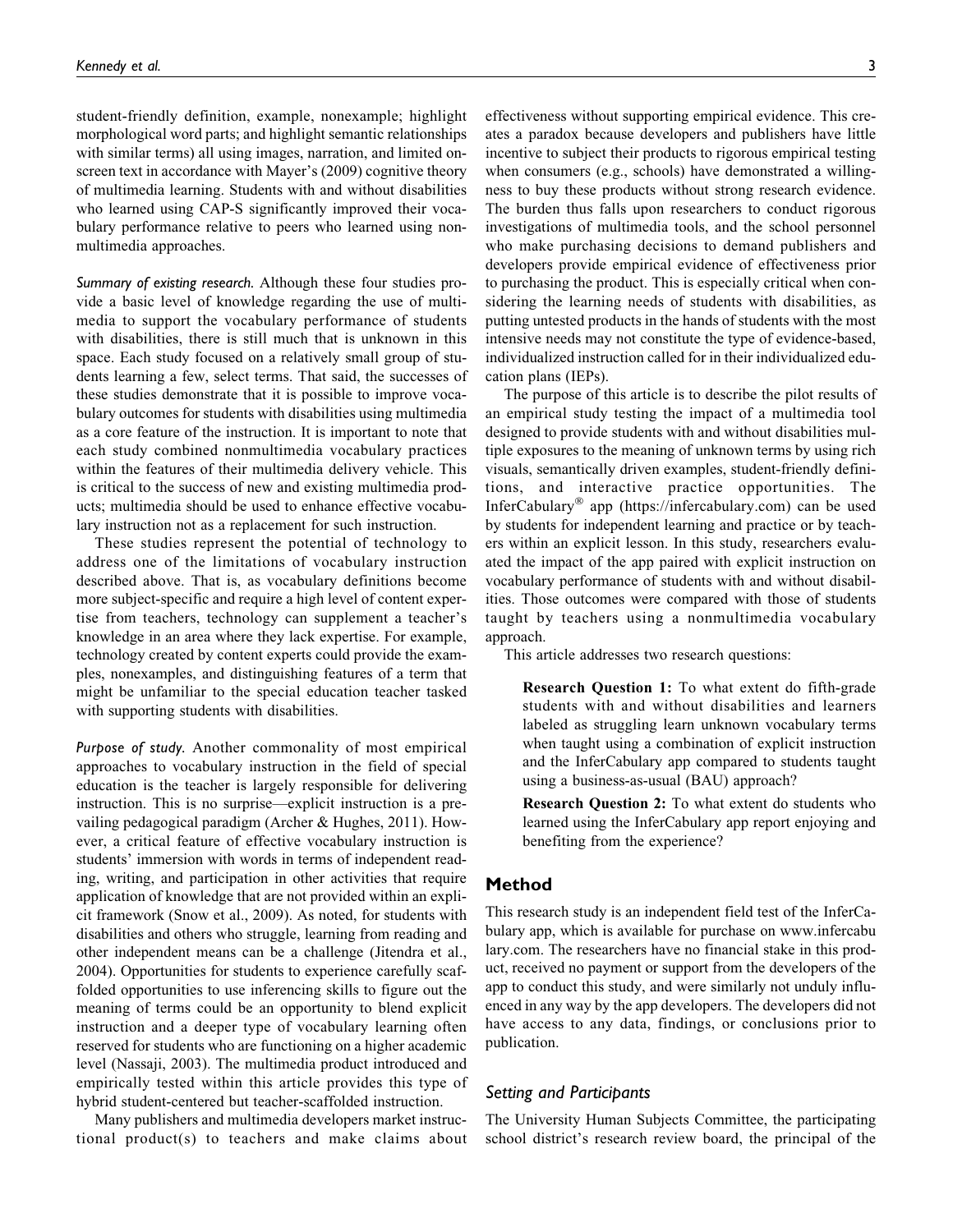student-friendly definition, example, nonexample; highlight morphological word parts; and highlight semantic relationships with similar terms) all using images, narration, and limited on-screen text in accordance with Mayer's (2009) cognitive theory of multimedia learning. Students with and without disabilities who learned using CAP-S significantly improved their vocabulary performance relative to peers who learned using nonmultimedia approaches.

*Summary of existing research.* Although these four studies provide a basic level of knowledge regarding the use of multimedia to support the vocabulary performance of students with disabilities, there is still much that is unknown in this space. Each study focused on a relatively small group of students learning a few, select terms. That said, the successes of these studies demonstrate that it is possible to improve vocabulary outcomes for students with disabilities using multimedia as a core feature of the instruction. It is important to note that each study combined nonmultimedia vocabulary practices within the features of their multimedia delivery vehicle. This is critical to the success of new and existing multimedia products; multimedia should be used to enhance effective vocabulary instruction not as a replacement for such instruction.

These studies represent the potential of technology to address one of the limitations of vocabulary instruction described above. That is, as vocabulary definitions become more subject-specific and require a high level of content expertise from teachers, technology can supplement a teacher's knowledge in an area where they lack expertise. For example, technology created by content experts could provide the examples, nonexamples, and distinguishing features of a term that might be unfamiliar to the special education teacher tasked with supporting students with disabilities.

*Purpose of study.* Another commonality of most empirical approaches to vocabulary instruction in the field of special education is the teacher is largely responsible for delivering instruction. This is no surprise—explicit instruction is a prevailing pedagogical paradigm (Archer & Hughes, 2011). However, a critical feature of effective vocabulary instruction is students' immersion with words in terms of independent reading, writing, and participation in other activities that require application of knowledge that are not provided within an explicit framework (Snow et al., 2009). As noted, for students with disabilities and others who struggle, learning from reading and other independent means can be a challenge (Jitendra et al., 2004). Opportunities for students to experience carefully scaffolded opportunities to use inferencing skills to figure out the meaning of terms could be an opportunity to blend explicit instruction and a deeper type of vocabulary learning often reserved for students who are functioning on a higher academic level (Nassaji, 2003). The multimedia product introduced and empirically tested within this article provides this type of hybrid student-centered but teacher-scaffolded instruction.

Many publishers and multimedia developers market instructional product(s) to teachers and make claims about effectiveness without supporting empirical evidence. This creates a paradox because developers and publishers have little incentive to subject their products to rigorous empirical testing when consumers (e.g., schools) have demonstrated a willingness to buy these products without strong research evidence. The burden thus falls upon researchers to conduct rigorous investigations of multimedia tools, and the school personnel who make purchasing decisions to demand publishers and developers provide empirical evidence of effectiveness prior to purchasing the product. This is especially critical when considering the learning needs of students with disabilities, as putting untested products in the hands of students with the most intensive needs may not constitute the type of evidence-based, individualized instruction called for in their individualized education plans (IEPs).

The purpose of this article is to describe the pilot results of an empirical study testing the impact of a multimedia tool designed to provide students with and without disabilities multiple exposures to the meaning of unknown terms by using rich visuals, semantically driven examples, student-friendly definitions, and interactive practice opportunities. The InferCabulary® app (https://infercabulary.com) can be used by students for independent learning and practice or by teachers within an explicit lesson. In this study, researchers evaluated the impact of the app paired with explicit instruction on vocabulary performance of students with and without disabilities. Those outcomes were compared with those of students taught by teachers using a nonmultimedia vocabulary approach.

This article addresses two research questions:

> **Research Question 1:** To what extent do fifth-grade students with and without disabilities and learners labeled as struggling learn unknown vocabulary terms when taught using a combination of explicit instruction and the InferCabulary app compared to students taught using a business-as-usual (BAU) approach?
>
> **Research Question 2:** To what extent do students who learned using the InferCabulary app report enjoying and benefiting from the experience?

## Method

This research study is an independent field test of the InferCabulary app, which is available for purchase on www.infercabulary.com. The researchers have no financial stake in this product, received no payment or support from the developers of the app to conduct this study, and were similarly not unduly influenced in any way by the app developers. The developers did not have access to any data, findings, or conclusions prior to publication.

### Setting and Participants

The University Human Subjects Committee, the participating school district's research review board, the principal of the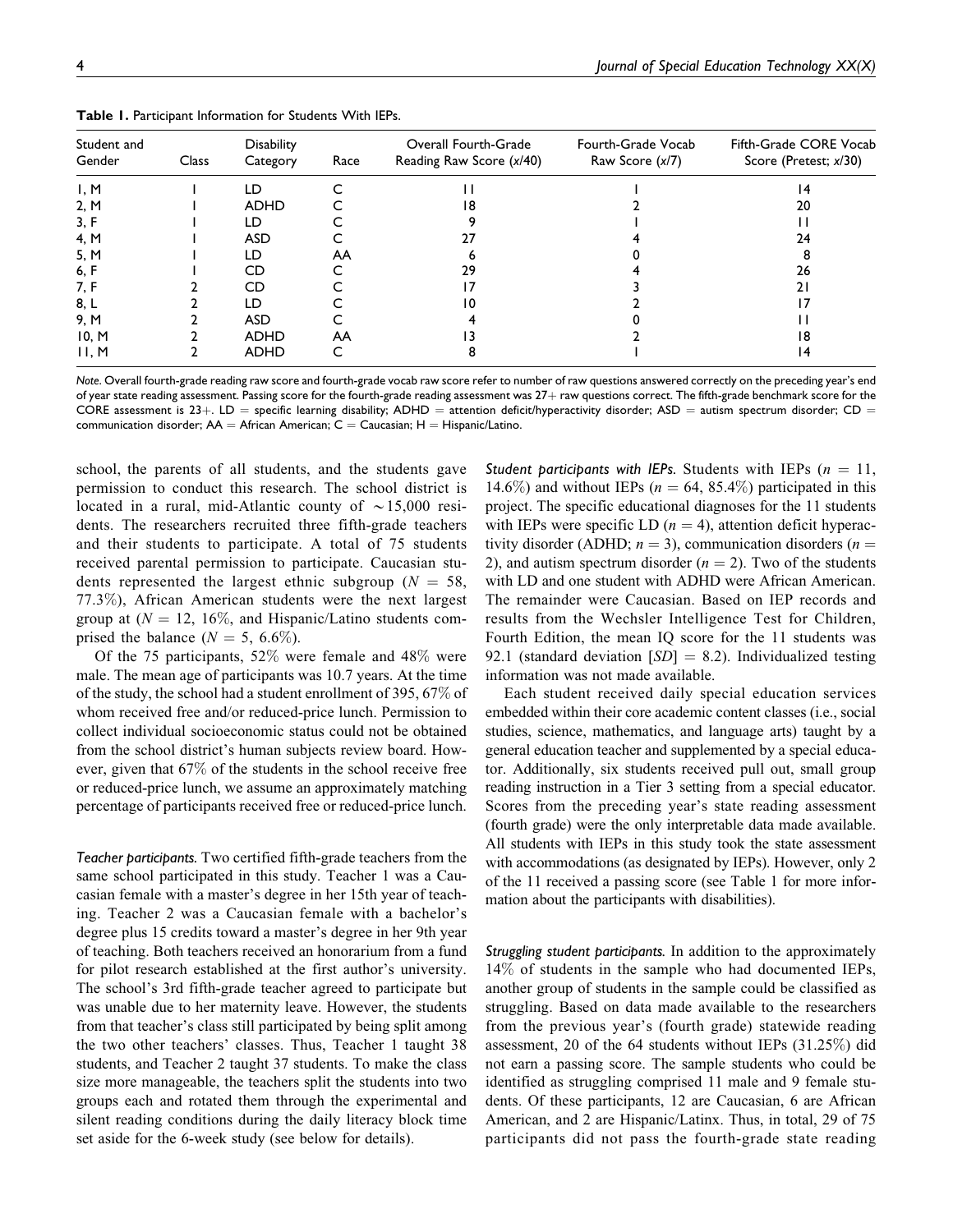**Table 1.** Participant Information for Students With IEPs.

| Student and Gender | Class | Disability Category | Race | Overall Fourth-Grade Reading Raw Score (x/40) | Fourth-Grade Vocab Raw Score (x/7) | Fifth-Grade CORE Vocab Score (Pretest; x/30) |
|---|---|---|---|---|---|---|
| 1, M | 1 | LD | C | 11 | 1 | 14 |
| 2, M | 1 | ADHD | C | 18 | 2 | 20 |
| 3, F | 1 | LD | C | 9 | 1 | 11 |
| 4, M | 1 | ASD | C | 27 | 4 | 24 |
| 5, M | 1 | LD | AA | 6 | 0 | 8 |
| 6, F | 1 | CD | C | 29 | 4 | 26 |
| 7, F | 2 | CD | C | 17 | 3 | 21 |
| 8, L | 2 | LD | C | 10 | 2 | 17 |
| 9, M | 2 | ASD | C | 4 | 0 | 11 |
| 10, M | 2 | ADHD | AA | 13 | 2 | 18 |
| 11, M | 2 | ADHD | C | 8 | 1 | 14 |

*Note.* Overall fourth-grade reading raw score and fourth-grade vocab raw score refer to number of raw questions answered correctly on the preceding year's end of year state reading assessment. Passing score for the fourth-grade reading assessment was 27+ raw questions correct. The fifth-grade benchmark score for the CORE assessment is 23+. LD = specific learning disability; ADHD = attention deficit/hyperactivity disorder; ASD = autism spectrum disorder; CD = communication disorder; AA = African American; C = Caucasian; H = Hispanic/Latino.

school, the parents of all students, and the students gave permission to conduct this research. The school district is located in a rural, mid-Atlantic county of ~15,000 residents. The researchers recruited three fifth-grade teachers and their students to participate. A total of 75 students received parental permission to participate. Caucasian students represented the largest ethnic subgroup ($N$ = 58, 77.3%), African American students were the next largest group at ($N$ = 12, 16%, and Hispanic/Latino students comprised the balance ($N$ = 5, 6.6%).

Of the 75 participants, 52% were female and 48% were male. The mean age of participants was 10.7 years. At the time of the study, the school had a student enrollment of 395, 67% of whom received free and/or reduced-price lunch. Permission to collect individual socioeconomic status could not be obtained from the school district's human subjects review board. However, given that 67% of the students in the school receive free or reduced-price lunch, we assume an approximately matching percentage of participants received free or reduced-price lunch.

*Teacher participants.* Two certified fifth-grade teachers from the same school participated in this study. Teacher 1 was a Caucasian female with a master's degree in her 15th year of teaching. Teacher 2 was a Caucasian female with a bachelor's degree plus 15 credits toward a master's degree in her 9th year of teaching. Both teachers received an honorarium from a fund for pilot research established at the first author's university. The school's 3rd fifth-grade teacher agreed to participate but was unable due to her maternity leave. However, the students from that teacher's class still participated by being split among the two other teachers' classes. Thus, Teacher 1 taught 38 students, and Teacher 2 taught 37 students. To make the class size more manageable, the teachers split the students into two groups each and rotated them through the experimental and silent reading conditions during the daily literacy block time set aside for the 6-week study (see below for details).

*Student participants with IEPs.* Students with IEPs ($n$ = 11, 14.6%) and without IEPs ($n$ = 64, 85.4%) participated in this project. The specific educational diagnoses for the 11 students with IEPs were specific LD ($n$ = 4), attention deficit hyperactivity disorder (ADHD; $n$ = 3), communication disorders ($n$ = 2), and autism spectrum disorder ($n$ = 2). Two of the students with LD and one student with ADHD were African American. The remainder were Caucasian. Based on IEP records and results from the Wechsler Intelligence Test for Children, Fourth Edition, the mean IQ score for the 11 students was 92.1 (standard deviation [$SD$] = 8.2). Individualized testing information was not made available.

Each student received daily special education services embedded within their core academic content classes (i.e., social studies, science, mathematics, and language arts) taught by a general education teacher and supplemented by a special educator. Additionally, six students received pull out, small group reading instruction in a Tier 3 setting from a special educator. Scores from the preceding year's state reading assessment (fourth grade) were the only interpretable data made available. All students with IEPs in this study took the state assessment with accommodations (as designated by IEPs). However, only 2 of the 11 received a passing score (see Table 1 for more information about the participants with disabilities).

*Struggling student participants.* In addition to the approximately 14% of students in the sample who had documented IEPs, another group of students in the sample could be classified as struggling. Based on data made available to the researchers from the previous year's (fourth grade) statewide reading assessment, 20 of the 64 students without IEPs (31.25%) did not earn a passing score. The sample students who could be identified as struggling comprised 11 male and 9 female students. Of these participants, 12 are Caucasian, 6 are African American, and 2 are Hispanic/Latinx. Thus, in total, 29 of 75 participants did not pass the fourth-grade state reading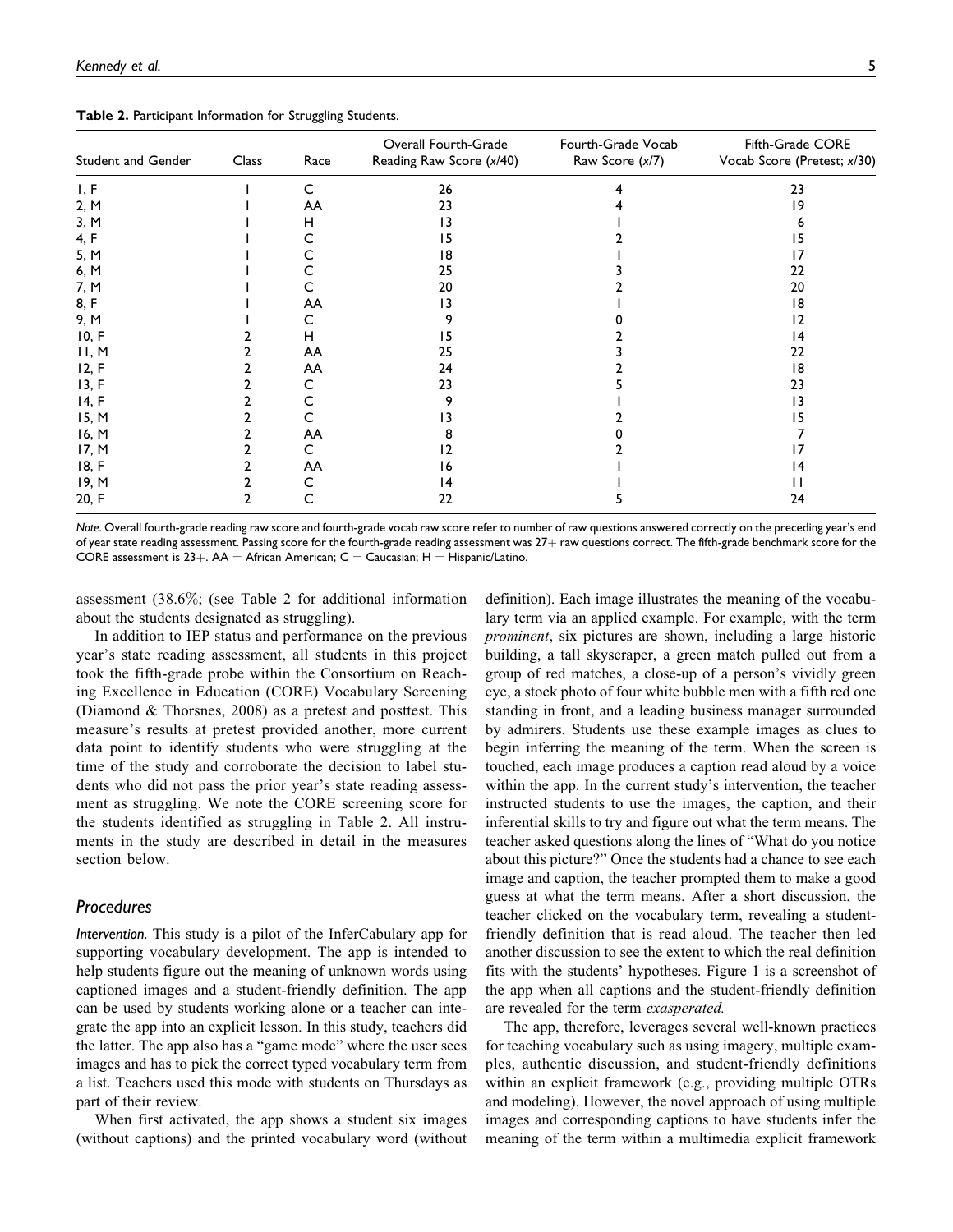**Table 2.** Participant Information for Struggling Students.

| Student and Gender | Class | Race | Overall Fourth-Grade Reading Raw Score (x/40) | Fourth-Grade Vocab Raw Score (x/7) | Fifth-Grade CORE Vocab Score (Pretest; x/30) |
|---|---|---|---|---|---|
| 1, F | 1 | C | 26 | 4 | 23 |
| 2, M | 1 | AA | 23 | 4 | 19 |
| 3, M | 1 | H | 13 | 1 | 6 |
| 4, F | 1 | C | 15 | 2 | 15 |
| 5, M | 1 | C | 18 | 1 | 17 |
| 6, M | 1 | C | 25 | 3 | 22 |
| 7, M | 1 | C | 20 | 2 | 20 |
| 8, F | 1 | AA | 13 | 1 | 18 |
| 9, M | 1 | C | 9 | 0 | 12 |
| 10, F | 2 | H | 15 | 2 | 14 |
| 11, M | 2 | AA | 25 | 3 | 22 |
| 12, F | 2 | AA | 24 | 2 | 18 |
| 13, F | 2 | C | 23 | 5 | 23 |
| 14, F | 2 | C | 9 | 1 | 13 |
| 15, M | 2 | C | 13 | 2 | 15 |
| 16, M | 2 | AA | 8 | 0 | 7 |
| 17, M | 2 | C | 12 | 2 | 17 |
| 18, F | 2 | AA | 16 | 1 | 14 |
| 19, M | 2 | C | 14 | 1 | 11 |
| 20, F | 2 | C | 22 | 5 | 24 |

*Note.* Overall fourth-grade reading raw score and fourth-grade vocab raw score refer to number of raw questions answered correctly on the preceding year's end of year state reading assessment. Passing score for the fourth-grade reading assessment was 27+ raw questions correct. The fifth-grade benchmark score for the CORE assessment is 23+. AA = African American; C = Caucasian; H = Hispanic/Latino.

assessment (38.6%; (see Table 2 for additional information about the students designated as struggling).

In addition to IEP status and performance on the previous year's state reading assessment, all students in this project took the fifth-grade probe within the Consortium on Reaching Excellence in Education (CORE) Vocabulary Screening (Diamond & Thorsnes, 2008) as a pretest and posttest. This measure's results at pretest provided another, more current data point to identify students who were struggling at the time of the study and corroborate the decision to label students who did not pass the prior year's state reading assessment as struggling. We note the CORE screening score for the students identified as struggling in Table 2. All instruments in the study are described in detail in the measures section below.

## Procedures

*Intervention.* This study is a pilot of the InferCabulary app for supporting vocabulary development. The app is intended to help students figure out the meaning of unknown words using captioned images and a student-friendly definition. The app can be used by students working alone or a teacher can integrate the app into an explicit lesson. In this study, teachers did the latter. The app also has a "game mode" where the user sees images and has to pick the correct typed vocabulary term from a list. Teachers used this mode with students on Thursdays as part of their review.

When first activated, the app shows a student six images (without captions) and the printed vocabulary word (without definition). Each image illustrates the meaning of the vocabulary term via an applied example. For example, with the term *prominent*, six pictures are shown, including a large historic building, a tall skyscraper, a green match pulled out from a group of red matches, a close-up of a person's vividly green eye, a stock photo of four white bubble men with a fifth red one standing in front, and a leading business manager surrounded by admirers. Students use these example images as clues to begin inferring the meaning of the term. When the screen is touched, each image produces a caption read aloud by a voice within the app. In the current study's intervention, the teacher instructed students to use the images, the caption, and their inferential skills to try and figure out what the term means. The teacher asked questions along the lines of "What do you notice about this picture?" Once the students had a chance to see each image and caption, the teacher prompted them to make a good guess at what the term means. After a short discussion, the teacher clicked on the vocabulary term, revealing a student-friendly definition that is read aloud. The teacher then led another discussion to see the extent to which the real definition fits with the students' hypotheses. Figure 1 is a screenshot of the app when all captions and the student-friendly definition are revealed for the term *exasperated.*

The app, therefore, leverages several well-known practices for teaching vocabulary such as using imagery, multiple examples, authentic discussion, and student-friendly definitions within an explicit framework (e.g., providing multiple OTRs and modeling). However, the novel approach of using multiple images and corresponding captions to have students infer the meaning of the term within a multimedia explicit framework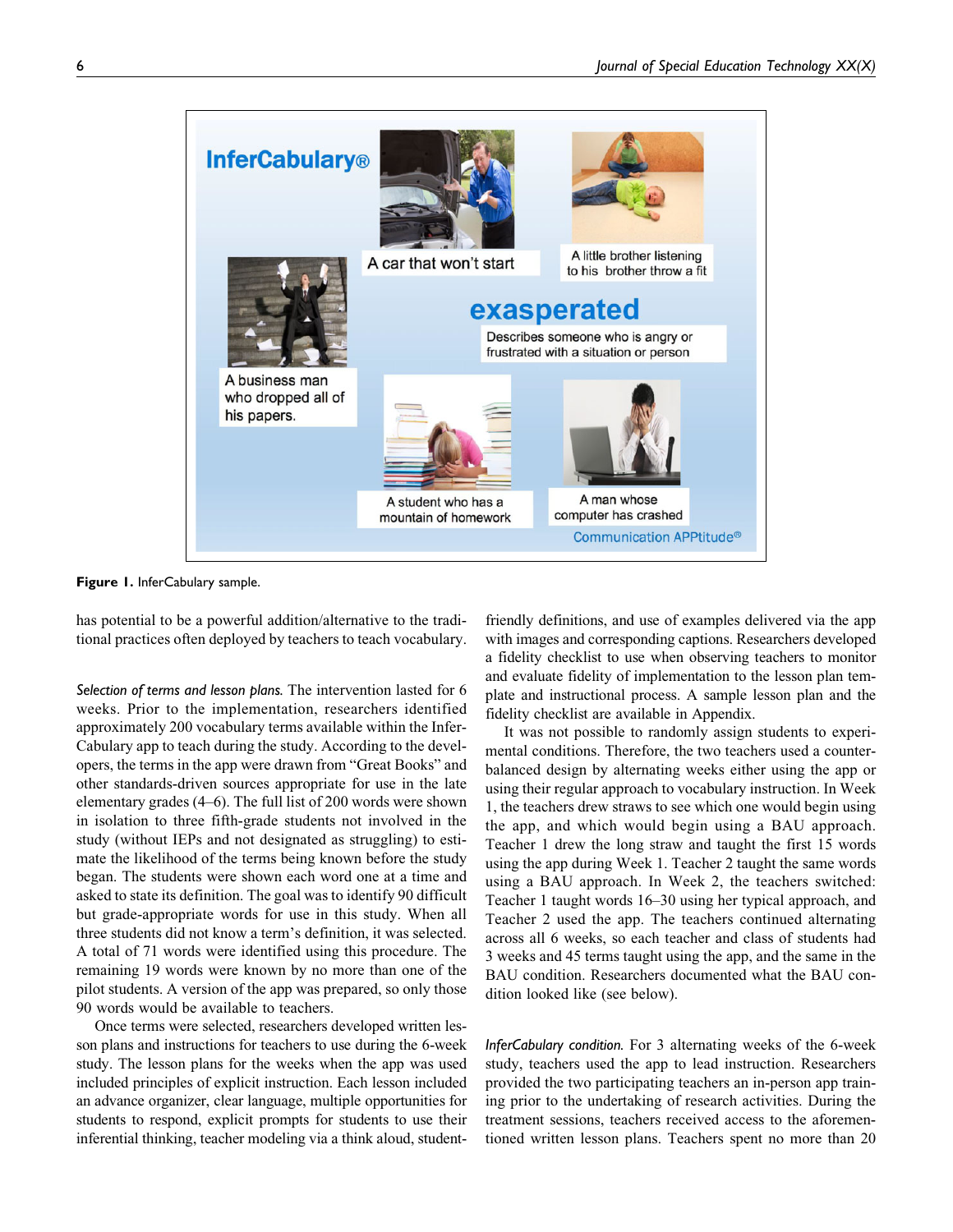Figure 1. InferCabulary sample.

has potential to be a powerful addition/alternative to the traditional practices often deployed by teachers to teach vocabulary.

*Selection of terms and lesson plans.* The intervention lasted for 6 weeks. Prior to the implementation, researchers identified approximately 200 vocabulary terms available within the InferCabulary app to teach during the study. According to the developers, the terms in the app were drawn from "Great Books" and other standards-driven sources appropriate for use in the late elementary grades (4–6). The full list of 200 words were shown in isolation to three fifth-grade students not involved in the study (without IEPs and not designated as struggling) to estimate the likelihood of the terms being known before the study began. The students were shown each word one at a time and asked to state its definition. The goal was to identify 90 difficult but grade-appropriate words for use in this study. When all three students did not know a term's definition, it was selected. A total of 71 words were identified using this procedure. The remaining 19 words were known by no more than one of the pilot students. A version of the app was prepared, so only those 90 words would be available to teachers.

Once terms were selected, researchers developed written lesson plans and instructions for teachers to use during the 6-week study. The lesson plans for the weeks when the app was used included principles of explicit instruction. Each lesson included an advance organizer, clear language, multiple opportunities for students to respond, explicit prompts for students to use their inferential thinking, teacher modeling via a think aloud, student-friendly definitions, and use of examples delivered via the app with images and corresponding captions. Researchers developed a fidelity checklist to use when observing teachers to monitor and evaluate fidelity of implementation to the lesson plan template and instructional process. A sample lesson plan and the fidelity checklist are available in Appendix.

It was not possible to randomly assign students to experimental conditions. Therefore, the two teachers used a counterbalanced design by alternating weeks either using the app or using their regular approach to vocabulary instruction. In Week 1, the teachers drew straws to see which one would begin using the app, and which would begin using a BAU approach. Teacher 1 drew the long straw and taught the first 15 words using the app during Week 1. Teacher 2 taught the same words using a BAU approach. In Week 2, the teachers switched: Teacher 1 taught words 16–30 using her typical approach, and Teacher 2 used the app. The teachers continued alternating across all 6 weeks, so each teacher and class of students had 3 weeks and 45 terms taught using the app, and the same in the BAU condition. Researchers documented what the BAU condition looked like (see below).

*InferCabulary condition.* For 3 alternating weeks of the 6-week study, teachers used the app to lead instruction. Researchers provided the two participating teachers an in-person app training prior to the undertaking of research activities. During the treatment sessions, teachers received access to the aforementioned written lesson plans. Teachers spent no more than 20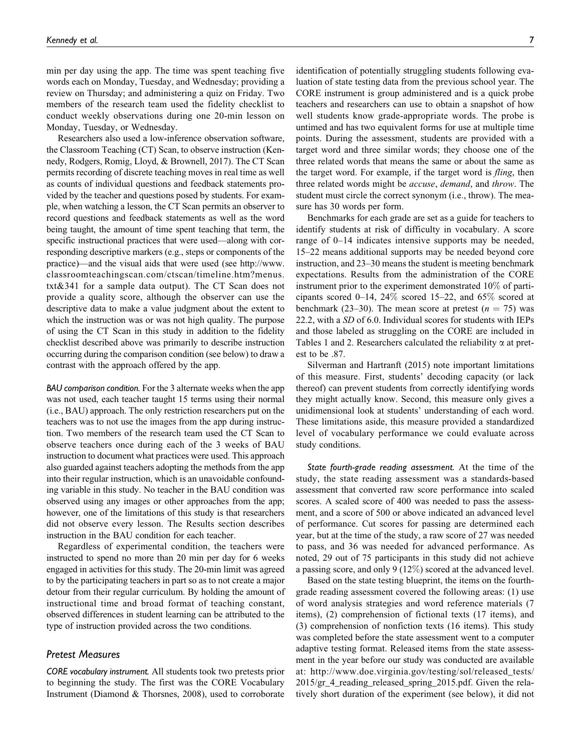min per day using the app. The time was spent teaching five words each on Monday, Tuesday, and Wednesday; providing a review on Thursday; and administering a quiz on Friday. Two members of the research team used the fidelity checklist to conduct weekly observations during one 20-min lesson on Monday, Tuesday, or Wednesday.

Researchers also used a low-inference observation software, the Classroom Teaching (CT) Scan, to observe instruction (Kennedy, Rodgers, Romig, Lloyd, & Brownell, 2017). The CT Scan permits recording of discrete teaching moves in real time as well as counts of individual questions and feedback statements provided by the teacher and questions posed by students. For example, when watching a lesson, the CT Scan permits an observer to record questions and feedback statements as well as the word being taught, the amount of time spent teaching that term, the specific instructional practices that were used—along with corresponding descriptive markers (e.g., steps or components of the practice)—and the visual aids that were used (see http://www.classroomteachingscan.com/ctscan/timeline.htm?menus.txt&341 for a sample data output). The CT Scan does not provide a quality score, although the observer can use the descriptive data to make a value judgment about the extent to which the instruction was or was not high quality. The purpose of using the CT Scan in this study in addition to the fidelity checklist described above was primarily to describe instruction occurring during the comparison condition (see below) to draw a contrast with the approach offered by the app.

*BAU comparison condition.* For the 3 alternate weeks when the app was not used, each teacher taught 15 terms using their normal (i.e., BAU) approach. The only restriction researchers put on the teachers was to not use the images from the app during instruction. Two members of the research team used the CT Scan to observe teachers once during each of the 3 weeks of BAU instruction to document what practices were used. This approach also guarded against teachers adopting the methods from the app into their regular instruction, which is an unavoidable confounding variable in this study. No teacher in the BAU condition was observed using any images or other approaches from the app; however, one of the limitations of this study is that researchers did not observe every lesson. The Results section describes instruction in the BAU condition for each teacher.

Regardless of experimental condition, the teachers were instructed to spend no more than 20 min per day for 6 weeks engaged in activities for this study. The 20-min limit was agreed to by the participating teachers in part so as to not create a major detour from their regular curriculum. By holding the amount of instructional time and broad format of teaching constant, observed differences in student learning can be attributed to the type of instruction provided across the two conditions.

## Pretest Measures

*CORE vocabulary instrument.* All students took two pretests prior to beginning the study. The first was the CORE Vocabulary Instrument (Diamond & Thorsnes, 2008), used to corroborate identification of potentially struggling students following evaluation of state testing data from the previous school year. The CORE instrument is group administered and is a quick probe teachers and researchers can use to obtain a snapshot of how well students know grade-appropriate words. The probe is untimed and has two equivalent forms for use at multiple time points. During the assessment, students are provided with a target word and three similar words; they choose one of the three related words that means the same or about the same as the target word. For example, if the target word is *fling*, then three related words might be *accuse*, *demand*, and *throw*. The student must circle the correct synonym (i.e., throw). The measure has 30 words per form.

Benchmarks for each grade are set as a guide for teachers to identify students at risk of difficulty in vocabulary. A score range of 0–14 indicates intensive supports may be needed, 15–22 means additional supports may be needed beyond core instruction, and 23–30 means the student is meeting benchmark expectations. Results from the administration of the CORE instrument prior to the experiment demonstrated 10% of participants scored 0–14, 24% scored 15–22, and 65% scored at benchmark (23–30). The mean score at pretest ($n = 75$) was 22.2, with a *SD* of 6.0. Individual scores for students with IEPs and those labeled as struggling on the CORE are included in Tables 1 and 2. Researchers calculated the reliability $\alpha$ at pretest to be .87.

Silverman and Hartranft (2015) note important limitations of this measure. First, students' decoding capacity (or lack thereof) can prevent students from correctly identifying words they might actually know. Second, this measure only gives a unidimensional look at students' understanding of each word. These limitations aside, this measure provided a standardized level of vocabulary performance we could evaluate across study conditions.

*State fourth-grade reading assessment.* At the time of the study, the state reading assessment was a standards-based assessment that converted raw score performance into scaled scores. A scaled score of 400 was needed to pass the assessment, and a score of 500 or above indicated an advanced level of performance. Cut scores for passing are determined each year, but at the time of the study, a raw score of 27 was needed to pass, and 36 was needed for advanced performance. As noted, 29 out of 75 participants in this study did not achieve a passing score, and only 9 (12%) scored at the advanced level.

Based on the state testing blueprint, the items on the fourth-grade reading assessment covered the following areas: (1) use of word analysis strategies and word reference materials (7 items), (2) comprehension of fictional texts (17 items), and (3) comprehension of nonfiction texts (16 items). This study was completed before the state assessment went to a computer adaptive testing format. Released items from the state assessment in the year before our study was conducted are available at: http://www.doe.virginia.gov/testing/sol/released_tests/2015/gr_4_reading_released_spring_2015.pdf. Given the relatively short duration of the experiment (see below), it did not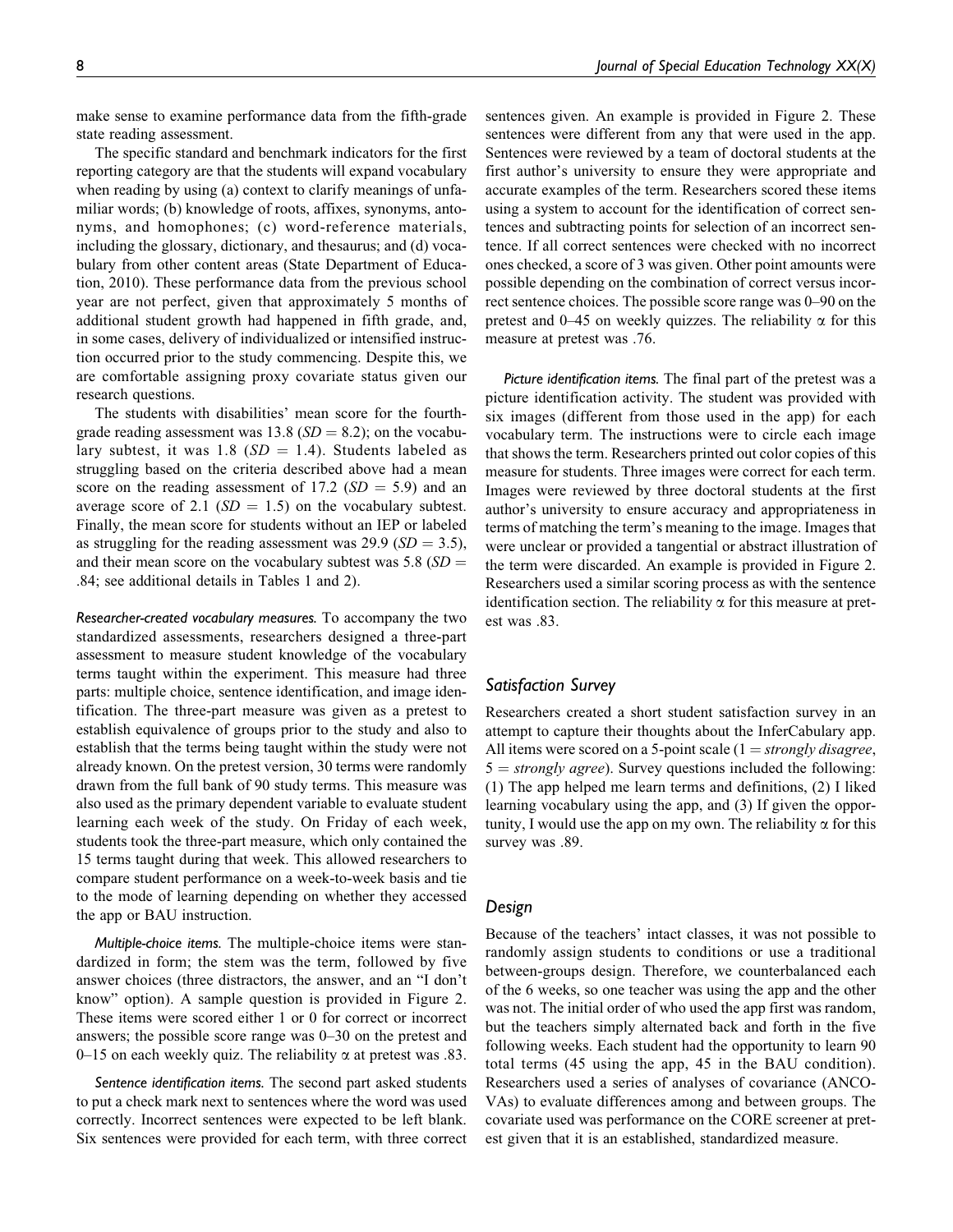make sense to examine performance data from the fifth-grade state reading assessment.

The specific standard and benchmark indicators for the first reporting category are that the students will expand vocabulary when reading by using (a) context to clarify meanings of unfamiliar words; (b) knowledge of roots, affixes, synonyms, antonyms, and homophones; (c) word-reference materials, including the glossary, dictionary, and thesaurus; and (d) vocabulary from other content areas (State Department of Education, 2010). These performance data from the previous school year are not perfect, given that approximately 5 months of additional student growth had happened in fifth grade, and, in some cases, delivery of individualized or intensified instruction occurred prior to the study commencing. Despite this, we are comfortable assigning proxy covariate status given our research questions.

The students with disabilities' mean score for the fourth-grade reading assessment was 13.8 ($SD = 8.2$); on the vocabulary subtest, it was 1.8 ($SD = 1.4$). Students labeled as struggling based on the criteria described above had a mean score on the reading assessment of 17.2 ($SD = 5.9$) and an average score of 2.1 ($SD = 1.5$) on the vocabulary subtest. Finally, the mean score for students without an IEP or labeled as struggling for the reading assessment was 29.9 ($SD = 3.5$), and their mean score on the vocabulary subtest was 5.8 ($SD = .84$; see additional details in Tables 1 and 2).

*Researcher-created vocabulary measures.* To accompany the two standardized assessments, researchers designed a three-part assessment to measure student knowledge of the vocabulary terms taught within the experiment. This measure had three parts: multiple choice, sentence identification, and image identification. The three-part measure was given as a pretest to establish equivalence of groups prior to the study and also to establish that the terms being taught within the study were not already known. On the pretest version, 30 terms were randomly drawn from the full bank of 90 study terms. This measure was also used as the primary dependent variable to evaluate student learning each week of the study. On Friday of each week, students took the three-part measure, which only contained the 15 terms taught during that week. This allowed researchers to compare student performance on a week-to-week basis and tie to the mode of learning depending on whether they accessed the app or BAU instruction.

*Multiple-choice items.* The multiple-choice items were standardized in form; the stem was the term, followed by five answer choices (three distractors, the answer, and an "I don't know" option). A sample question is provided in Figure 2. These items were scored either 1 or 0 for correct or incorrect answers; the possible score range was 0–30 on the pretest and 0–15 on each weekly quiz. The reliability α at pretest was .83.

*Sentence identification items.* The second part asked students to put a check mark next to sentences where the word was used correctly. Incorrect sentences were expected to be left blank. Six sentences were provided for each term, with three correct sentences given. An example is provided in Figure 2. These sentences were different from any that were used in the app. Sentences were reviewed by a team of doctoral students at the first author's university to ensure they were appropriate and accurate examples of the term. Researchers scored these items using a system to account for the identification of correct sentences and subtracting points for selection of an incorrect sentence. If all correct sentences were checked with no incorrect ones checked, a score of 3 was given. Other point amounts were possible depending on the combination of correct versus incorrect sentence choices. The possible score range was 0–90 on the pretest and 0–45 on weekly quizzes. The reliability α for this measure at pretest was .76.

*Picture identification items.* The final part of the pretest was a picture identification activity. The student was provided with six images (different from those used in the app) for each vocabulary term. The instructions were to circle each image that shows the term. Researchers printed out color copies of this measure for students. Three images were correct for each term. Images were reviewed by three doctoral students at the first author's university to ensure accuracy and appropriateness in terms of matching the term's meaning to the image. Images that were unclear or provided a tangential or abstract illustration of the term were discarded. An example is provided in Figure 2. Researchers used a similar scoring process as with the sentence identification section. The reliability α for this measure at pretest was .83.

## Satisfaction Survey

Researchers created a short student satisfaction survey in an attempt to capture their thoughts about the InferCabulary app. All items were scored on a 5-point scale (1 = *strongly disagree*, 5 = *strongly agree*). Survey questions included the following: (1) The app helped me learn terms and definitions, (2) I liked learning vocabulary using the app, and (3) If given the opportunity, I would use the app on my own. The reliability α for this survey was .89.

## Design

Because of the teachers' intact classes, it was not possible to randomly assign students to conditions or use a traditional between-groups design. Therefore, we counterbalanced each of the 6 weeks, so one teacher was using the app and the other was not. The initial order of who used the app first was random, but the teachers simply alternated back and forth in the five following weeks. Each student had the opportunity to learn 90 total terms (45 using the app, 45 in the BAU condition). Researchers used a series of analyses of covariance (ANCOVAs) to evaluate differences among and between groups. The covariate used was performance on the CORE screener at pretest given that it is an established, standardized measure.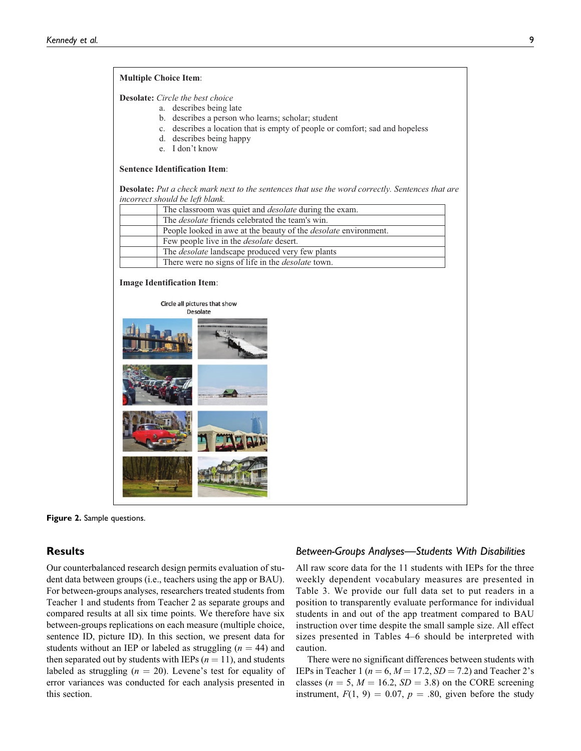**Multiple Choice Item**:

**Desolate:** *Circle the best choice*

a. describes being late
b. describes a person who learns; scholar; student
c. describes a location that is empty of people or comfort; sad and hopeless
d. describes being happy
e. I don't know

**Sentence Identification Item**:

**Desolate:** *Put a check mark next to the sentences that use the word correctly. Sentences that are incorrect should be left blank.*

| | |
|---|---|
| | The classroom was quiet and *desolate* during the exam. |
| | The *desolate* friends celebrated the team's win. |
| | People looked in awe at the beauty of the *desolate* environment. |
| | Few people live in the *desolate* desert. |
| | The *desolate* landscape produced very few plants |
| | There were no signs of life in the *desolate* town. |

**Image Identification Item**:

Circle all pictures that show Desolate

**Figure 2.** Sample questions.

## Results

Our counterbalanced research design permits evaluation of student data between groups (i.e., teachers using the app or BAU). For between-groups analyses, researchers treated students from Teacher 1 and students from Teacher 2 as separate groups and compared results at all six time points. We therefore have six between-groups replications on each measure (multiple choice, sentence ID, picture ID). In this section, we present data for students without an IEP or labeled as struggling ($n$ = 44) and then separated out by students with IEPs ($n$ = 11), and students labeled as struggling ($n$ = 20). Levene's test for equality of error variances was conducted for each analysis presented in this section.

### *Between-Groups Analyses—Students With Disabilities*

All raw score data for the 11 students with IEPs for the three weekly dependent vocabulary measures are presented in Table 3. We provide our full data set to put readers in a position to transparently evaluate performance for individual students in and out of the app treatment compared to BAU instruction over time despite the small sample size. All effect sizes presented in Tables 4–6 should be interpreted with caution.

There were no significant differences between students with IEPs in Teacher 1 ($n$ = 6, $M$ = 17.2, $SD$ = 7.2) and Teacher 2's classes ($n$ = 5, $M$ = 16.2, $SD$ = 3.8) on the CORE screening instrument, $F(1, 9) = 0.07$, $p$ = .80, given before the study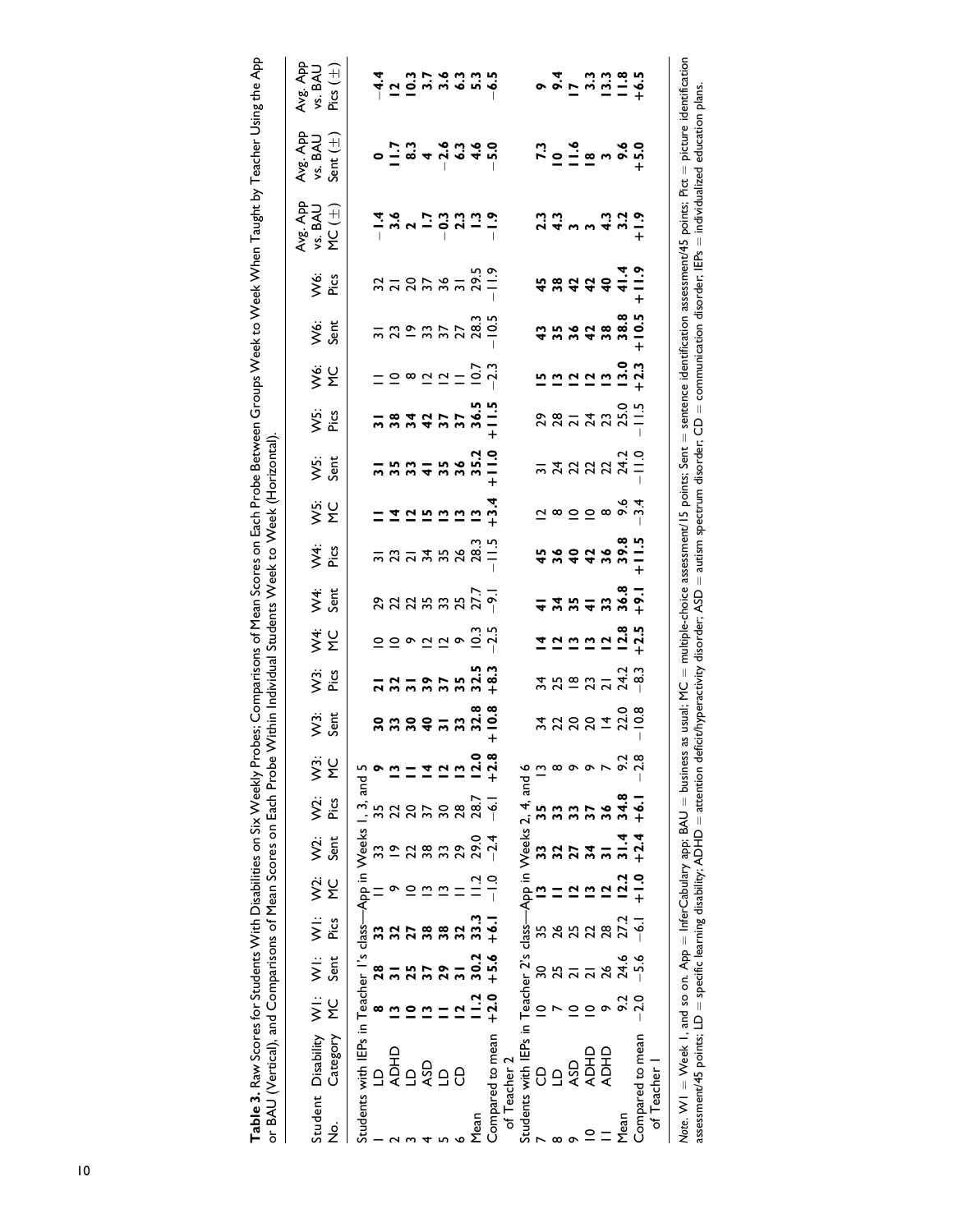**Table 3.** Raw Scores for Students With Disabilities on Six Weekly Probes; Comparisons of Mean Scores on Each Probe Between Groups Week to Week When Taught by Teacher Using the App or BAU (Vertical), and Comparisons of Mean Scores on Each Probe Within Individual Students Week to Week (Horizontal).

| Student No. | Disability Category | W1: MC | W1: Sent | W1: Pics | W2: MC | W2: Sent | W2: Pics | W3: MC | W3: Sent | W3: Pics | W4: MC | W4: Sent | W4: Pics | W5: MC | W5: Sent | W5: Pics | W6: MC | W6: Sent | W6: Pics | Avg. App vs. BAU MC (±) | Avg. App vs. BAU Sent (±) | Avg. App vs. BAU Pics (±) |
|---|---|---|---|---|---|---|---|---|---|---|---|---|---|---|---|---|---|---|---|---|---|---|
| Students with IEPs in Teacher 1's class—App in Weeks 1, 3, and 5 | | | | | | | | | | | | | | | | | | | | | | |
| 1 | LD | **8** | **28** | **33** | 11 | 33 | 35 | **9** | **30** | **21** | 10 | 29 | 31 | **11** | **31** | **31** | 11 | 31 | 32 | **−1.4** | **0** | **−4.4** |
| 2 | ADHD | **13** | **31** | **32** | 9 | 19 | 22 | **13** | **33** | **32** | 10 | 22 | 23 | **14** | **35** | **38** | 10 | 23 | 21 | **3.6** | **11.7** | **12** |
| 3 | LD | **10** | **25** | **27** | 10 | 22 | 20 | **11** | **30** | **31** | 9 | 22 | 21 | **12** | **33** | **34** | 8 | 19 | 20 | **2** | **8.3** | **10.3** |
| 4 | ASD | **13** | **37** | **38** | 13 | 38 | 37 | **14** | **40** | **39** | 12 | 35 | 34 | **15** | **41** | **42** | 12 | 33 | 37 | **1.7** | **4** | **3.7** |
| 5 | LD | **11** | **29** | **38** | 13 | 33 | 30 | **12** | **31** | **37** | 12 | 33 | 35 | **13** | **35** | **37** | 12 | 37 | 36 | **−0.3** | **−2.6** | **3.6** |
| 6 | CD | **12** | **31** | **32** | 11 | 29 | 28 | **13** | **33** | **35** | 9 | 25 | 26 | **13** | **36** | **37** | 11 | 27 | 31 | **2.3** | **6.3** | **6.3** |
| Mean | | **11.2** | **30.2** | **33.3** | 11.2 | 29.0 | 28.7 | **12.0** | **32.8** | **32.5** | 10.3 | 27.7 | 28.3 | **13** | **35.2** | **36.5** | 10.7 | 28.3 | 29.5 | **1.3** | **4.6** | **5.3** |
| Compared to mean of Teacher 2 | | **+2.0** | **+5.6** | **+6.1** | −1.0 | −2.4 | −6.1 | **+2.8** | **+10.8** | **+8.3** | −2.5 | −9.1 | −11.5 | **+3.4** | **+11.0** | **+11.5** | −2.3 | −10.5 | −11.9 | **−1.9** | **−5.0** | **−6.5** |
| Students with IEPs in Teacher 2's class—App in Weeks 2, 4, and 6 | | | | | | | | | | | | | | | | | | | | | | |
| 7 | CD | 10 | 30 | 35 | **13** | **33** | **35** | 13 | 34 | 34 | **14** | **41** | **45** | 12 | 31 | 29 | **15** | **43** | **45** | **2.3** | **7.3** | **9** |
| 8 | LD | 7 | 25 | 26 | **11** | **32** | **33** | 8 | 22 | 25 | **12** | **34** | **36** | 8 | 24 | 28 | **13** | **35** | **38** | **4.3** | **10** | **9.4** |
| 9 | ASD | 10 | 21 | 25 | **12** | **27** | **33** | 9 | 20 | 18 | **13** | **35** | **40** | 10 | 22 | 21 | **12** | **36** | **42** | **3** | **11.6** | **17** |
| 10 | ADHD | 10 | 21 | 22 | **13** | **34** | **37** | 9 | 20 | 23 | **13** | **41** | **42** | 10 | 22 | 24 | **12** | **42** | **42** | **3** | **18** | **3.3** |
| 11 | ADHD | 9 | 26 | 28 | **12** | **31** | **36** | 7 | 14 | 21 | **12** | **33** | **36** | 8 | 22 | 23 | **13** | **38** | **40** | **4.3** | **3** | **13.3** |
| Mean | | 9.2 | 24.6 | 27.2 | **12.2** | **31.4** | **34.8** | 9.2 | 22.0 | 24.2 | **12.8** | **36.8** | **39.8** | 9.6 | 24.2 | 25.0 | **13.0** | **38.8** | **41.4** | **3.2** | **9.6** | **11.8** |
| Compared to mean of Teacher 1 | | −2.0 | −5.6 | −6.1 | **+1.0** | **+2.4** | **+6.1** | −2.8 | −10.8 | −8.3 | **+2.5** | **+9.1** | **+11.5** | −3.4 | −11.0 | −11.5 | **+2.3** | **+10.5** | **+11.9** | **+1.9** | **+5.0** | **+6.5** |

*Note.* W1 = Week 1, and so on. App = InferCabulary app; BAU = business as usual; MC = multiple-choice assessment/15 points; Sent = sentence identification assessment/45 points; Pict = picture identification assessment/45 points; LD = specific learning disability; ADHD = attention deficit/hyperactivity disorder; ASD = autism spectrum disorder; CD = communication disorder; IEPs = individualized education plans.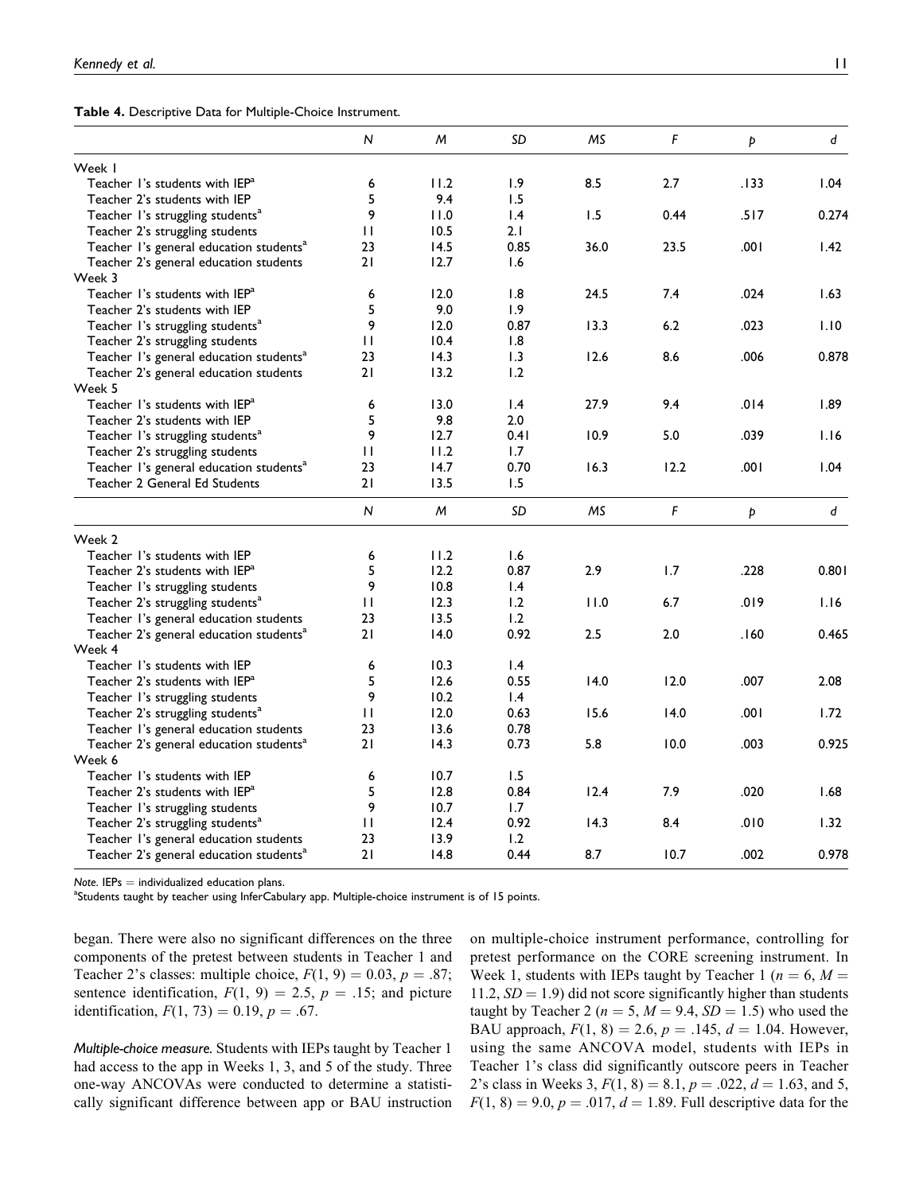**Table 4.** Descriptive Data for Multiple-Choice Instrument.

| | *N* | *M* | *SD* | *MS* | *F* | *p* | *d* |
|---|---|---|---|---|---|---|---|
| Week 1 | | | | | | | |
| Teacher 1's students with IEP[a] | 6 | 11.2 | 1.9 | 8.5 | 2.7 | .133 | 1.04 |
| Teacher 2's students with IEP | 5 | 9.4 | 1.5 | | | | |
| Teacher 1's struggling students[a] | 9 | 11.0 | 1.4 | 1.5 | 0.44 | .517 | 0.274 |
| Teacher 2's struggling students | 11 | 10.5 | 2.1 | | | | |
| Teacher 1's general education students[a] | 23 | 14.5 | 0.85 | 36.0 | 23.5 | .001 | 1.42 |
| Teacher 2's general education students | 21 | 12.7 | 1.6 | | | | |
| Week 3 | | | | | | | |
| Teacher 1's students with IEP[a] | 6 | 12.0 | 1.8 | 24.5 | 7.4 | .024 | 1.63 |
| Teacher 2's students with IEP | 5 | 9.0 | 1.9 | | | | |
| Teacher 1's struggling students[a] | 9 | 12.0 | 0.87 | 13.3 | 6.2 | .023 | 1.10 |
| Teacher 2's struggling students | 11 | 10.4 | 1.8 | | | | |
| Teacher 1's general education students[a] | 23 | 14.3 | 1.3 | 12.6 | 8.6 | .006 | 0.878 |
| Teacher 2's general education students | 21 | 13.2 | 1.2 | | | | |
| Week 5 | | | | | | | |
| Teacher 1's students with IEP[a] | 6 | 13.0 | 1.4 | 27.9 | 9.4 | .014 | 1.89 |
| Teacher 2's students with IEP | 5 | 9.8 | 2.0 | | | | |
| Teacher 1's struggling students[a] | 9 | 12.7 | 0.41 | 10.9 | 5.0 | .039 | 1.16 |
| Teacher 2's struggling students | 11 | 11.2 | 1.7 | | | | |
| Teacher 1's general education students[a] | 23 | 14.7 | 0.70 | 16.3 | 12.2 | .001 | 1.04 |
| Teacher 2 General Ed Students | 21 | 13.5 | 1.5 | | | | |
| | *N* | *M* | *SD* | *MS* | *F* | *p* | *d* |
| Week 2 | | | | | | | |
| Teacher 1's students with IEP | 6 | 11.2 | 1.6 | | | | |
| Teacher 2's students with IEP[a] | 5 | 12.2 | 0.87 | 2.9 | 1.7 | .228 | 0.801 |
| Teacher 1's struggling students | 9 | 10.8 | 1.4 | | | | |
| Teacher 2's struggling students[a] | 11 | 12.3 | 1.2 | 11.0 | 6.7 | .019 | 1.16 |
| Teacher 1's general education students | 23 | 13.5 | 1.2 | | | | |
| Teacher 2's general education students[a] | 21 | 14.0 | 0.92 | 2.5 | 2.0 | .160 | 0.465 |
| Week 4 | | | | | | | |
| Teacher 1's students with IEP | 6 | 10.3 | 1.4 | | | | |
| Teacher 2's students with IEP[a] | 5 | 12.6 | 0.55 | 14.0 | 12.0 | .007 | 2.08 |
| Teacher 1's struggling students | 9 | 10.2 | 1.4 | | | | |
| Teacher 2's struggling students[a] | 11 | 12.0 | 0.63 | 15.6 | 14.0 | .001 | 1.72 |
| Teacher 1's general education students | 23 | 13.6 | 0.78 | | | | |
| Teacher 2's general education students[a] | 21 | 14.3 | 0.73 | 5.8 | 10.0 | .003 | 0.925 |
| Week 6 | | | | | | | |
| Teacher 1's students with IEP | 6 | 10.7 | 1.5 | | | | |
| Teacher 2's students with IEP[a] | 5 | 12.8 | 0.84 | 12.4 | 7.9 | .020 | 1.68 |
| Teacher 1's struggling students | 9 | 10.7 | 1.7 | | | | |
| Teacher 2's struggling students[a] | 11 | 12.4 | 0.92 | 14.3 | 8.4 | .010 | 1.32 |
| Teacher 1's general education students | 23 | 13.9 | 1.2 | | | | |
| Teacher 2's general education students[a] | 21 | 14.8 | 0.44 | 8.7 | 10.7 | .002 | 0.978 |

*Note.* IEPs = individualized education plans.
[a]Students taught by teacher using InferCabulary app. Multiple-choice instrument is of 15 points.

began. There were also no significant differences on the three components of the pretest between students in Teacher 1 and Teacher 2's classes: multiple choice, $F(1, 9) = 0.03$, $p = .87$; sentence identification, $F(1, 9) = 2.5$, $p = .15$; and picture identification, $F(1, 73) = 0.19$, $p = .67$.

*Multiple-choice measure.* Students with IEPs taught by Teacher 1 had access to the app in Weeks 1, 3, and 5 of the study. Three one-way ANCOVAs were conducted to determine a statistically significant difference between app or BAU instruction on multiple-choice instrument performance, controlling for pretest performance on the CORE screening instrument. In Week 1, students with IEPs taught by Teacher 1 ($n = 6$, $M = 11.2$, $SD = 1.9$) did not score significantly higher than students taught by Teacher 2 ($n = 5$, $M = 9.4$, $SD = 1.5$) who used the BAU approach, $F(1, 8) = 2.6$, $p = .145$, $d = 1.04$. However, using the same ANCOVA model, students with IEPs in Teacher 1's class did significantly outscore peers in Teacher 2's class in Weeks 3, $F(1, 8) = 8.1$, $p = .022$, $d = 1.63$, and 5, $F(1, 8) = 9.0$, $p = .017$, $d = 1.89$. Full descriptive data for the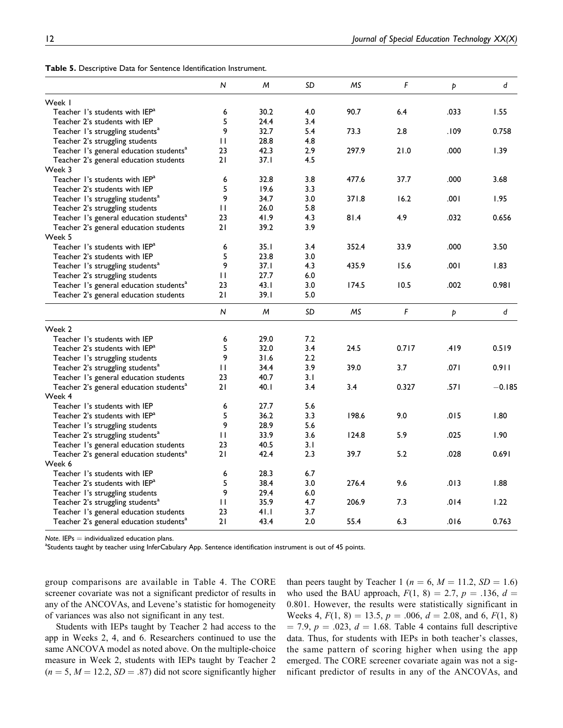**Table 5.** Descriptive Data for Sentence Identification Instrument.

| | *N* | *M* | *SD* | *MS* | *F* | *p* | *d* |
|---|---|---|---|---|---|---|---|
| Week 1 | | | | | | | |
| Teacher 1's students with IEP[a] | 6 | 30.2 | 4.0 | 90.7 | 6.4 | .033 | 1.55 |
| Teacher 2's students with IEP | 5 | 24.4 | 3.4 | | | | |
| Teacher 1's struggling students[a] | 9 | 32.7 | 5.4 | 73.3 | 2.8 | .109 | 0.758 |
| Teacher 2's struggling students | 11 | 28.8 | 4.8 | | | | |
| Teacher 1's general education students[a] | 23 | 42.3 | 2.9 | 297.9 | 21.0 | .000 | 1.39 |
| Teacher 2's general education students | 21 | 37.1 | 4.5 | | | | |
| Week 3 | | | | | | | |
| Teacher 1's students with IEP[a] | 6 | 32.8 | 3.8 | 477.6 | 37.7 | .000 | 3.68 |
| Teacher 2's students with IEP | 5 | 19.6 | 3.3 | | | | |
| Teacher 1's struggling students[a] | 9 | 34.7 | 3.0 | 371.8 | 16.2 | .001 | 1.95 |
| Teacher 2's struggling students | 11 | 26.0 | 5.8 | | | | |
| Teacher 1's general education students[a] | 23 | 41.9 | 4.3 | 81.4 | 4.9 | .032 | 0.656 |
| Teacher 2's general education students | 21 | 39.2 | 3.9 | | | | |
| Week 5 | | | | | | | |
| Teacher 1's students with IEP[a] | 6 | 35.1 | 3.4 | 352.4 | 33.9 | .000 | 3.50 |
| Teacher 2's students with IEP | 5 | 23.8 | 3.0 | | | | |
| Teacher 1's struggling students[a] | 9 | 37.1 | 4.3 | 435.9 | 15.6 | .001 | 1.83 |
| Teacher 2's struggling students | 11 | 27.7 | 6.0 | | | | |
| Teacher 1's general education students[a] | 23 | 43.1 | 3.0 | 174.5 | 10.5 | .002 | 0.981 |
| Teacher 2's general education students | 21 | 39.1 | 5.0 | | | | |
| | *N* | *M* | *SD* | *MS* | *F* | *p* | *d* |
| Week 2 | | | | | | | |
| Teacher 1's students with IEP | 6 | 29.0 | 7.2 | | | | |
| Teacher 2's students with IEP[a] | 5 | 32.0 | 3.4 | 24.5 | 0.717 | .419 | 0.519 |
| Teacher 1's struggling students | 9 | 31.6 | 2.2 | | | | |
| Teacher 2's struggling students[a] | 11 | 34.4 | 3.9 | 39.0 | 3.7 | .071 | 0.911 |
| Teacher 1's general education students | 23 | 40.7 | 3.1 | | | | |
| Teacher 2's general education students[a] | 21 | 40.1 | 3.4 | 3.4 | 0.327 | .571 | −0.185 |
| Week 4 | | | | | | | |
| Teacher 1's students with IEP | 6 | 27.7 | 5.6 | | | | |
| Teacher 2's students with IEP[a] | 5 | 36.2 | 3.3 | 198.6 | 9.0 | .015 | 1.80 |
| Teacher 1's struggling students | 9 | 28.9 | 5.6 | | | | |
| Teacher 2's struggling students[a] | 11 | 33.9 | 3.6 | 124.8 | 5.9 | .025 | 1.90 |
| Teacher 1's general education students | 23 | 40.5 | 3.1 | | | | |
| Teacher 2's general education students[a] | 21 | 42.4 | 2.3 | 39.7 | 5.2 | .028 | 0.691 |
| Week 6 | | | | | | | |
| Teacher 1's students with IEP | 6 | 28.3 | 6.7 | | | | |
| Teacher 2's students with IEP[a] | 5 | 38.4 | 3.0 | 276.4 | 9.6 | .013 | 1.88 |
| Teacher 1's struggling students | 9 | 29.4 | 6.0 | | | | |
| Teacher 2's struggling students[a] | 11 | 35.9 | 4.7 | 206.9 | 7.3 | .014 | 1.22 |
| Teacher 1's general education students | 23 | 41.1 | 3.7 | | | | |
| Teacher 2's general education students[a] | 21 | 43.4 | 2.0 | 55.4 | 6.3 | .016 | 0.763 |

*Note.* IEPs = individualized education plans.
[a]Students taught by teacher using InferCabulary App. Sentence identification instrument is out of 45 points.

group comparisons are available in Table 4. The CORE screener covariate was not a significant predictor of results in any of the ANCOVAs, and Levene's statistic for homogeneity of variances was also not significant in any test.

Students with IEPs taught by Teacher 2 had access to the app in Weeks 2, 4, and 6. Researchers continued to use the same ANCOVA model as noted above. On the multiple-choice measure in Week 2, students with IEPs taught by Teacher 2 ($n = 5$, $M = 12.2$, $SD = .87$) did not score significantly higher than peers taught by Teacher 1 ($n = 6$, $M = 11.2$, $SD = 1.6$) who used the BAU approach, $F(1, 8) = 2.7$, $p = .136$, $d = 0.801$. However, the results were statistically significant in Weeks 4, $F(1, 8) = 13.5$, $p = .006$, $d = 2.08$, and 6, $F(1, 8) = 7.9$, $p = .023$, $d = 1.68$. Table 4 contains full descriptive data. Thus, for students with IEPs in both teacher's classes, the same pattern of scoring higher when using the app emerged. The CORE screener covariate again was not a significant predictor of results in any of the ANCOVAs, and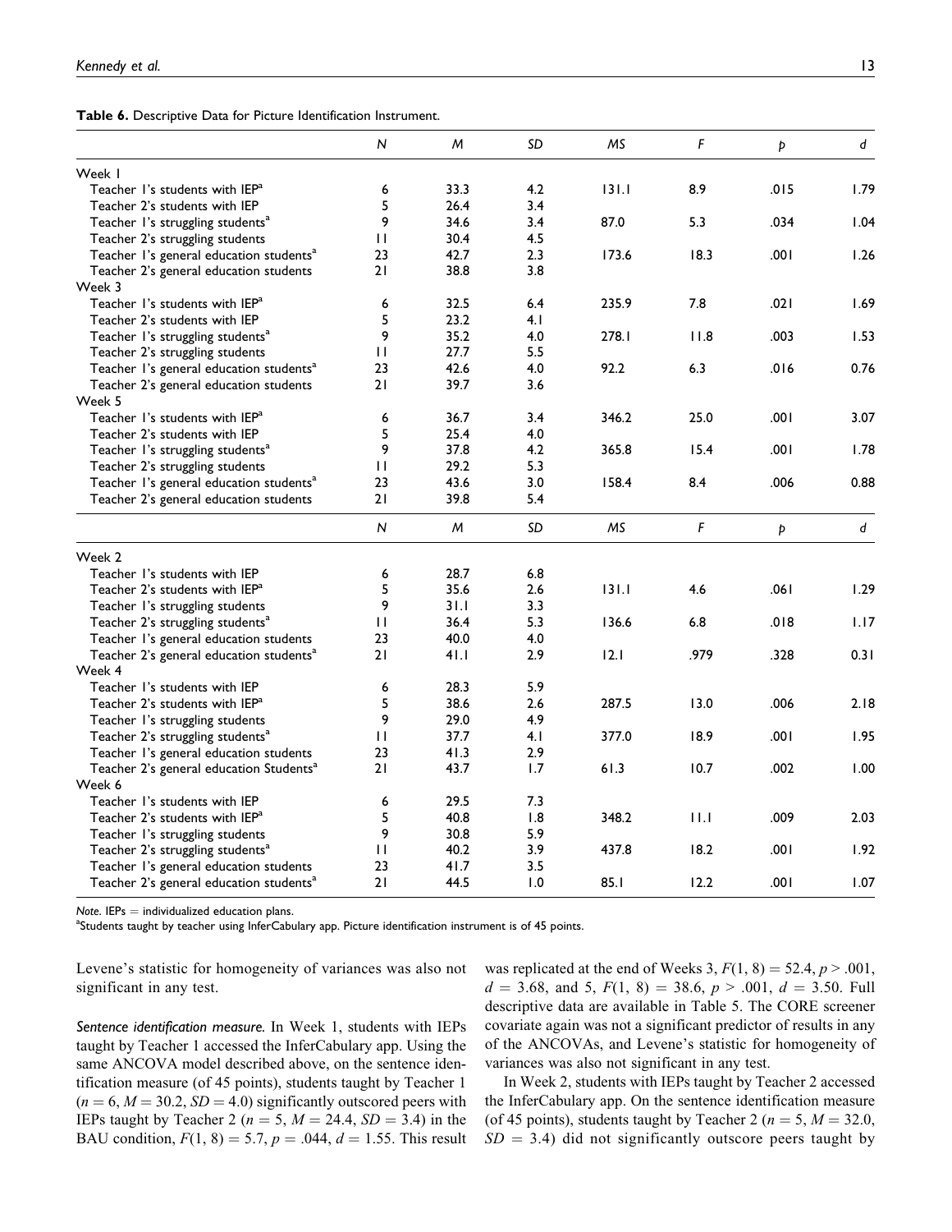**Table 6.** Descriptive Data for Picture Identification Instrument.

| | *N* | *M* | *SD* | *MS* | *F* | *p* | *d* |
|---|---|---|---|---|---|---|---|
| Week 1 | | | | | | | |
| Teacher 1's students with IEP[a] | 6 | 33.3 | 4.2 | 131.1 | 8.9 | .015 | 1.79 |
| Teacher 2's students with IEP | 5 | 26.4 | 3.4 | | | | |
| Teacher 1's struggling students[a] | 9 | 34.6 | 3.4 | 87.0 | 5.3 | .034 | 1.04 |
| Teacher 2's struggling students | 11 | 30.4 | 4.5 | | | | |
| Teacher 1's general education students[a] | 23 | 42.7 | 2.3 | 173.6 | 18.3 | .001 | 1.26 |
| Teacher 2's general education students | 21 | 38.8 | 3.8 | | | | |
| Week 3 | | | | | | | |
| Teacher 1's students with IEP[a] | 6 | 32.5 | 6.4 | 235.9 | 7.8 | .021 | 1.69 |
| Teacher 2's students with IEP | 5 | 23.2 | 4.1 | | | | |
| Teacher 1's struggling students[a] | 9 | 35.2 | 4.0 | 278.1 | 11.8 | .003 | 1.53 |
| Teacher 2's struggling students | 11 | 27.7 | 5.5 | | | | |
| Teacher 1's general education students[a] | 23 | 42.6 | 4.0 | 92.2 | 6.3 | .016 | 0.76 |
| Teacher 2's general education students | 21 | 39.7 | 3.6 | | | | |
| Week 5 | | | | | | | |
| Teacher 1's students with IEP[a] | 6 | 36.7 | 3.4 | 346.2 | 25.0 | .001 | 3.07 |
| Teacher 2's students with IEP | 5 | 25.4 | 4.0 | | | | |
| Teacher 1's struggling students[a] | 9 | 37.8 | 4.2 | 365.8 | 15.4 | .001 | 1.78 |
| Teacher 2's struggling students | 11 | 29.2 | 5.3 | | | | |
| Teacher 1's general education students[a] | 23 | 43.6 | 3.0 | 158.4 | 8.4 | .006 | 0.88 |
| Teacher 2's general education students | 21 | 39.8 | 5.4 | | | | |
| | *N* | *M* | *SD* | *MS* | *F* | *p* | *d* |
| Week 2 | | | | | | | |
| Teacher 1's students with IEP | 6 | 28.7 | 6.8 | | | | |
| Teacher 2's students with IEP[a] | 5 | 35.6 | 2.6 | 131.1 | 4.6 | .061 | 1.29 |
| Teacher 1's struggling students | 9 | 31.1 | 3.3 | | | | |
| Teacher 2's struggling students[a] | 11 | 36.4 | 5.3 | 136.6 | 6.8 | .018 | 1.17 |
| Teacher 1's general education students | 23 | 40.0 | 4.0 | | | | |
| Teacher 2's general education students[a] | 21 | 41.1 | 2.9 | 12.1 | .979 | .328 | 0.31 |
| Week 4 | | | | | | | |
| Teacher 1's students with IEP | 6 | 28.3 | 5.9 | | | | |
| Teacher 2's students with IEP[a] | 5 | 38.6 | 2.6 | 287.5 | 13.0 | .006 | 2.18 |
| Teacher 1's struggling students | 9 | 29.0 | 4.9 | | | | |
| Teacher 2's struggling students[a] | 11 | 37.7 | 4.1 | 377.0 | 18.9 | .001 | 1.95 |
| Teacher 1's general education students | 23 | 41.3 | 2.9 | | | | |
| Teacher 2's general education Students[a] | 21 | 43.7 | 1.7 | 61.3 | 10.7 | .002 | 1.00 |
| Week 6 | | | | | | | |
| Teacher 1's students with IEP | 6 | 29.5 | 7.3 | | | | |
| Teacher 2's students with IEP[a] | 5 | 40.8 | 1.8 | 348.2 | 11.1 | .009 | 2.03 |
| Teacher 1's struggling students | 9 | 30.8 | 5.9 | | | | |
| Teacher 2's struggling students[a] | 11 | 40.2 | 3.9 | 437.8 | 18.2 | .001 | 1.92 |
| Teacher 1's general education students | 23 | 41.7 | 3.5 | | | | |
| Teacher 2's general education students[a] | 21 | 44.5 | 1.0 | 85.1 | 12.2 | .001 | 1.07 |

*Note.* IEPs = individualized education plans.
[a]Students taught by teacher using InferCabulary app. Picture identification instrument is of 45 points.

Levene's statistic for homogeneity of variances was also not significant in any test.

*Sentence identification measure.* In Week 1, students with IEPs taught by Teacher 1 accessed the InferCabulary app. Using the same ANCOVA model described above, on the sentence identification measure (of 45 points), students taught by Teacher 1 ($n = 6$, $M = 30.2$, $SD = 4.0$) significantly outscored peers with IEPs taught by Teacher 2 ($n = 5$, $M = 24.4$, $SD = 3.4$) in the BAU condition, $F(1, 8) = 5.7$, $p = .044$, $d = 1.55$. This result was replicated at the end of Weeks 3, $F(1, 8) = 52.4$, $p > .001$, $d = 3.68$, and 5, $F(1, 8) = 38.6$, $p > .001$, $d = 3.50$. Full descriptive data are available in Table 5. The CORE screener covariate again was not a significant predictor of results in any of the ANCOVAs, and Levene's statistic for homogeneity of variances was also not significant in any test.

In Week 2, students with IEPs taught by Teacher 2 accessed the InferCabulary app. On the sentence identification measure (of 45 points), students taught by Teacher 2 ($n = 5$, $M = 32.0$, $SD = 3.4$) did not significantly outscore peers taught by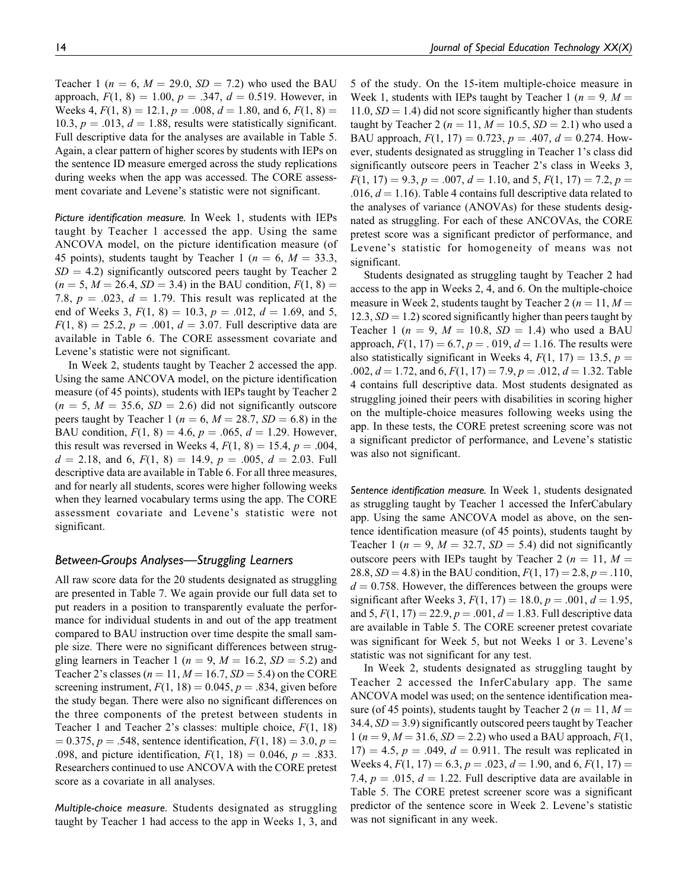Teacher 1 ($n = 6$, $M = 29.0$, $SD = 7.2$) who used the BAU approach, $F(1, 8) = 1.00$, $p = .347$, $d = 0.519$. However, in Weeks 4, $F(1, 8) = 12.1$, $p = .008$, $d = 1.80$, and 6, $F(1, 8) = 10.3$, $p = .013$, $d = 1.88$, results were statistically significant. Full descriptive data for the analyses are available in Table 5. Again, a clear pattern of higher scores by students with IEPs on the sentence ID measure emerged across the study replications during weeks when the app was accessed. The CORE assessment covariate and Levene's statistic were not significant.

*Picture identification measure.* In Week 1, students with IEPs taught by Teacher 1 accessed the app. Using the same ANCOVA model, on the picture identification measure (of 45 points), students taught by Teacher 1 ($n = 6$, $M = 33.3$, $SD = 4.2$) significantly outscored peers taught by Teacher 2 ($n = 5$, $M = 26.4$, $SD = 3.4$) in the BAU condition, $F(1, 8) = 7.8$, $p = .023$, $d = 1.79$. This result was replicated at the end of Weeks 3, $F(1, 8) = 10.3$, $p = .012$, $d = 1.69$, and 5, $F(1, 8) = 25.2$, $p = .001$, $d = 3.07$. Full descriptive data are available in Table 6. The CORE assessment covariate and Levene's statistic were not significant.

In Week 2, students taught by Teacher 2 accessed the app. Using the same ANCOVA model, on the picture identification measure (of 45 points), students with IEPs taught by Teacher 2 ($n = 5$, $M = 35.6$, $SD = 2.6$) did not significantly outscore peers taught by Teacher 1 ($n = 6$, $M = 28.7$, $SD = 6.8$) in the BAU condition, $F(1, 8) = 4.6$, $p = .065$, $d = 1.29$. However, this result was reversed in Weeks 4, $F(1, 8) = 15.4$, $p = .004$, $d = 2.18$, and 6, $F(1, 8) = 14.9$, $p = .005$, $d = 2.03$. Full descriptive data are available in Table 6. For all three measures, and for nearly all students, scores were higher following weeks when they learned vocabulary terms using the app. The CORE assessment covariate and Levene's statistic were not significant.

## Between-Groups Analyses—Struggling Learners

All raw score data for the 20 students designated as struggling are presented in Table 7. We again provide our full data set to put readers in a position to transparently evaluate the performance for individual students in and out of the app treatment compared to BAU instruction over time despite the small sample size. There were no significant differences between struggling learners in Teacher 1 ($n = 9$, $M = 16.2$, $SD = 5.2$) and Teacher 2's classes ($n = 11$, $M = 16.7$, $SD = 5.4$) on the CORE screening instrument, $F(1, 18) = 0.045$, $p = .834$, given before the study began. There were also no significant differences on the three components of the pretest between students in Teacher 1 and Teacher 2's classes: multiple choice, $F(1, 18) = 0.375$, $p = .548$, sentence identification, $F(1, 18) = 3.0$, $p = .098$, and picture identification, $F(1, 18) = 0.046$, $p = .833$. Researchers continued to use ANCOVA with the CORE pretest score as a covariate in all analyses.

*Multiple-choice measure.* Students designated as struggling taught by Teacher 1 had access to the app in Weeks 1, 3, and 5 of the study. On the 15-item multiple-choice measure in Week 1, students with IEPs taught by Teacher 1 ($n = 9$, $M = 11.0$, $SD = 1.4$) did not score significantly higher than students taught by Teacher 2 ($n = 11$, $M = 10.5$, $SD = 2.1$) who used a BAU approach, $F(1, 17) = 0.723$, $p = .407$, $d = 0.274$. However, students designated as struggling in Teacher 1's class did significantly outscore peers in Teacher 2's class in Weeks 3, $F(1, 17) = 9.3$, $p = .007$, $d = 1.10$, and 5, $F(1, 17) = 7.2$, $p = .016$, $d = 1.16$). Table 4 contains full descriptive data related to the analyses of variance (ANOVAs) for these students designated as struggling. For each of these ANCOVAs, the CORE pretest score was a significant predictor of performance, and Levene's statistic for homogeneity of means was not significant.

Students designated as struggling taught by Teacher 2 had access to the app in Weeks 2, 4, and 6. On the multiple-choice measure in Week 2, students taught by Teacher 2 ($n = 11$, $M = 12.3$, $SD = 1.2$) scored significantly higher than peers taught by Teacher 1 ($n = 9$, $M = 10.8$, $SD = 1.4$) who used a BAU approach, $F(1, 17) = 6.7$, $p = .019$, $d = 1.16$. The results were also statistically significant in Weeks 4, $F(1, 17) = 13.5$, $p = .002$, $d = 1.72$, and 6, $F(1, 17) = 7.9$, $p = .012$, $d = 1.32$. Table 4 contains full descriptive data. Most students designated as struggling joined their peers with disabilities in scoring higher on the multiple-choice measures following weeks using the app. In these tests, the CORE pretest screening score was not a significant predictor of performance, and Levene's statistic was also not significant.

*Sentence identification measure.* In Week 1, students designated as struggling taught by Teacher 1 accessed the InferCabulary app. Using the same ANCOVA model as above, on the sentence identification measure (of 45 points), students taught by Teacher 1 ($n = 9$, $M = 32.7$, $SD = 5.4$) did not significantly outscore peers with IEPs taught by Teacher 2 ($n = 11$, $M = 28.8$, $SD = 4.8$) in the BAU condition, $F(1, 17) = 2.8$, $p = .110$, $d = 0.758$. However, the differences between the groups were significant after Weeks 3, $F(1, 17) = 18.0$, $p = .001$, $d = 1.95$, and 5, $F(1, 17) = 22.9$, $p = .001$, $d = 1.83$. Full descriptive data are available in Table 5. The CORE screener pretest covariate was significant for Week 5, but not Weeks 1 or 3. Levene's statistic was not significant for any test.

In Week 2, students designated as struggling taught by Teacher 2 accessed the InferCabulary app. The same ANCOVA model was used; on the sentence identification measure (of 45 points), students taught by Teacher 2 ($n = 11$, $M = 34.4$, $SD = 3.9$) significantly outscored peers taught by Teacher 1 ($n = 9$, $M = 31.6$, $SD = 2.2$) who used a BAU approach, $F(1, 17) = 4.5$, $p = .049$, $d = 0.911$. The result was replicated in Weeks 4, $F(1, 17) = 6.3$, $p = .023$, $d = 1.90$, and 6, $F(1, 17) = 7.4$, $p = .015$, $d = 1.22$. Full descriptive data are available in Table 5. The CORE pretest screener score was a significant predictor of the sentence score in Week 2. Levene's statistic was not significant in any week.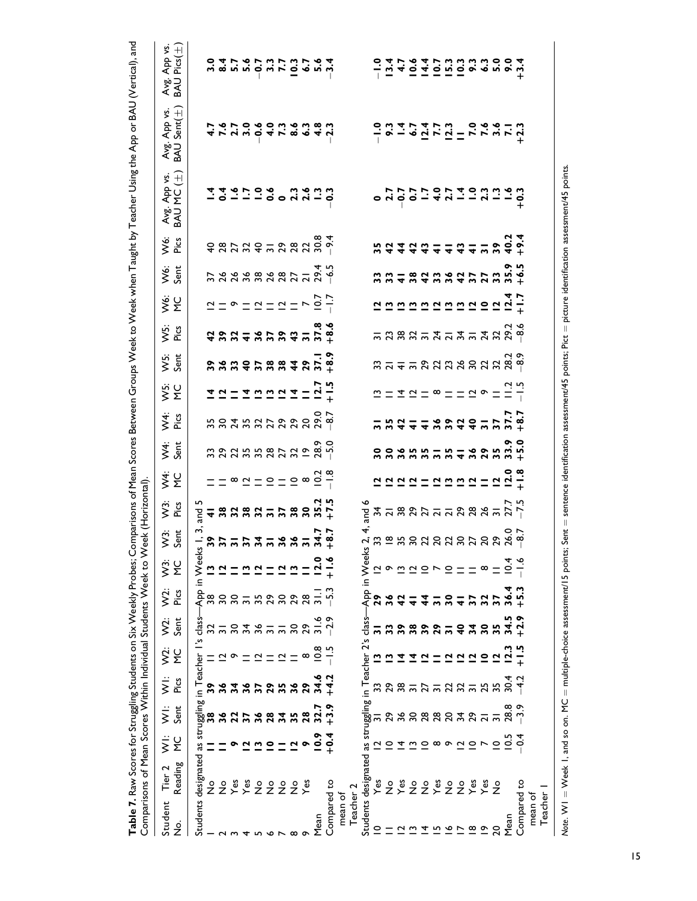**Table 7.** Raw Scores for Struggling Students on Six Weekly Probes; Comparisons of Mean Scores Between Groups Week to Week when Taught by Teacher Using the App or BAU (Vertical), and Comparisons of Mean Scores Within Individual Students Week to Week (Horizontal).

| Student No. | Tier 2 Reading | W1: MC | W1: Sent | W1: Pics | W2: MC | W2: Sent | W2: Pics | W3: MC | W3: Sent | W3: Pics | W4: MC | W4: Sent | W4: Pics | W5: MC | W5: Sent | W5: Pics | W6: MC | W6: Sent | W6: Pics | Avg. App vs. BAU MC (±) | Avg. App vs. BAU Sent(±) | Avg. App vs. BAU Pics(±) |
|---|---|---|---|---|---|---|---|---|---|---|---|---|---|---|---|---|---|---|---|---|---|---|
| Students designated as struggling in Teacher 1's class—App in Weeks 1, 3, and 5 | | | | | | | | | | | | | | | | | | | | | | |
| 1 | No | 11 | 38 | 39 | 11 | 32 | 38 | 13 | 39 | 41 | 11 | 33 | 35 | 14 | 39 | 42 | 12 | 37 | 40 | 1.4 | 4.7 | 3.0 |
| 2 | No | 11 | 36 | 36 | 12 | 31 | 30 | 12 | 37 | 38 | 11 | 29 | 30 | 12 | 36 | 39 | 11 | 26 | 28 | 0.4 | 7.6 | 8.4 |
| 3 | Yes | 9 | 22 | 34 | 9 | 30 | 30 | 11 | 31 | 32 | 8 | 22 | 24 | 11 | 33 | 32 | 9 | 26 | 27 | 1.6 | 2.7 | 5.7 |
| 4 | Yes | 12 | 37 | 36 | 11 | 34 | 31 | 13 | 37 | 38 | 12 | 35 | 35 | 14 | 40 | 41 | 11 | 36 | 32 | 1.7 | 3.0 | 5.6 |
| 5 | No | 13 | 36 | 37 | 12 | 36 | 35 | 12 | 34 | 32 | 11 | 35 | 32 | 13 | 37 | 36 | 12 | 38 | 40 | 1.0 | −0.6 | −0.7 |
| 6 | No | 10 | 28 | 29 | 11 | 31 | 29 | 11 | 31 | 31 | 10 | 28 | 27 | 13 | 38 | 37 | 11 | 26 | 31 | 0.6 | 4.0 | 3.3 |
| 7 | No | 11 | 34 | 35 | 12 | 31 | 30 | 12 | 36 | 37 | 11 | 27 | 29 | 12 | 38 | 39 | 12 | 28 | 29 | 0 | 7.3 | 7.7 |
| 8 | No | 12 | 35 | 36 | 11 | 30 | 29 | 13 | 36 | 38 | 10 | 32 | 29 | 14 | 44 | 43 | 11 | 27 | 28 | 2.3 | 8.6 | 10.3 |
| 9 | Yes | 9 | 28 | 29 | 8 | 29 | 28 | 11 | 31 | 30 | 8 | 19 | 20 | 11 | 29 | 31 | 7 | 21 | 22 | 2.6 | 6.3 | 6.7 |
| Mean | | 10.9 | 32.7 | 34.6 | 10.8 | 31.6 | 31.1 | 12.0 | 34.7 | 35.2 | 10.2 | 28.9 | 29.0 | 12.7 | 37.1 | 37.8 | 10.7 | 29.4 | 30.8 | 1.3 | 4.8 | 5.6 |
| Compared to mean of Teacher 2 | | +0.4 | +3.9 | +4.2 | −1.5 | −2.9 | −5.3 | +1.6 | +8.7 | +7.5 | −1.8 | −5.0 | −8.7 | +1.5 | +8.9 | +8.6 | −1.7 | −6.5 | −9.4 | −0.3 | −2.3 | −3.4 |
| Students designated as struggling in Teacher 2's class—App in Weeks 2, 4, and 6 | | | | | | | | | | | | | | | | | | | | | | |
| 10 | Yes | 12 | 31 | 33 | 13 | 31 | 29 | 12 | 33 | 34 | 12 | 30 | 31 | 13 | 33 | 31 | 12 | 33 | 35 | 0 | −1.0 | −1.0 |
| 11 | No | 10 | 29 | 29 | 13 | 33 | 36 | 9 | 18 | 21 | 12 | 30 | 35 | 11 | 21 | 23 | 13 | 33 | 42 | 2.7 | 9.3 | 13.4 |
| 12 | Yes | 14 | 36 | 38 | 14 | 39 | 42 | 13 | 35 | 38 | 12 | 36 | 42 | 14 | 41 | 38 | 13 | 41 | 44 | −0.7 | 1.4 | 4.7 |
| 13 | No | 13 | 30 | 31 | 14 | 38 | 41 | 12 | 30 | 29 | 12 | 35 | 41 | 12 | 31 | 32 | 13 | 38 | 42 | 0.7 | 6.7 | 10.6 |
| 14 | No | 10 | 28 | 27 | 12 | 39 | 44 | 10 | 22 | 27 | 11 | 35 | 41 | 11 | 29 | 31 | 13 | 42 | 43 | 1.7 | 12.4 | 14.4 |
| 15 | Yes | 8 | 28 | 31 | 11 | 29 | 31 | 7 | 20 | 21 | 12 | 31 | 36 | 8 | 22 | 24 | 12 | 33 | 41 | 4.0 | 7.7 | 10.7 |
| 16 | No | 9 | 20 | 22 | 12 | 31 | 30 | 10 | 22 | 21 | 13 | 35 | 39 | 11 | 23 | 21 | 13 | 36 | 41 | 2.7 | 12.3 | 15.3 |
| 17 | No | 12 | 34 | 32 | 12 | 40 | 41 | 11 | 30 | 29 | 13 | 41 | 42 | 11 | 26 | 34 | 13 | 42 | 43 | 1.4 | 11 | 10.3 |
| 18 | Yes | 10 | 29 | 31 | 12 | 34 | 37 | 11 | 27 | 28 | 12 | 36 | 40 | 12 | 30 | 31 | 12 | 37 | 41 | 1.0 | 7.0 | 9.3 |
| 19 | Yes | 7 | 21 | 25 | 10 | 30 | 32 | 8 | 20 | 26 | 11 | 29 | 31 | 9 | 22 | 24 | 10 | 27 | 31 | 2.3 | 7.6 | 6.3 |
| 20 | No | 10 | 31 | 35 | 12 | 35 | 37 | 11 | 29 | 31 | 12 | 35 | 37 | 11 | 32 | 32 | 12 | 33 | 39 | 1.3 | 3.6 | 5.0 |
| Mean | | 10.5 | 28.8 | 30.4 | 12.3 | 34.5 | 36.4 | 10.4 | 26.0 | 27.7 | 12.0 | 33.9 | 37.7 | 11.2 | 28.2 | 29.2 | 12.4 | 35.9 | 40.2 | 1.6 | 7.1 | 9.0 |
| Compared to mean of Teacher 1 | | −0.4 | −3.9 | −4.2 | +1.5 | +2.9 | +5.3 | −1.6 | −8.7 | −7.5 | +1.8 | +5.0 | +8.7 | −1.5 | −8.9 | −8.6 | +1.7 | +6.5 | +9.4 | +0.3 | +2.3 | +3.4 |

*Note.* W1 = Week 1, and so on. MC = multiple-choice assessment/15 points; Sent = sentence identification assessment/45 points; Pict = picture identification assessment/45 points.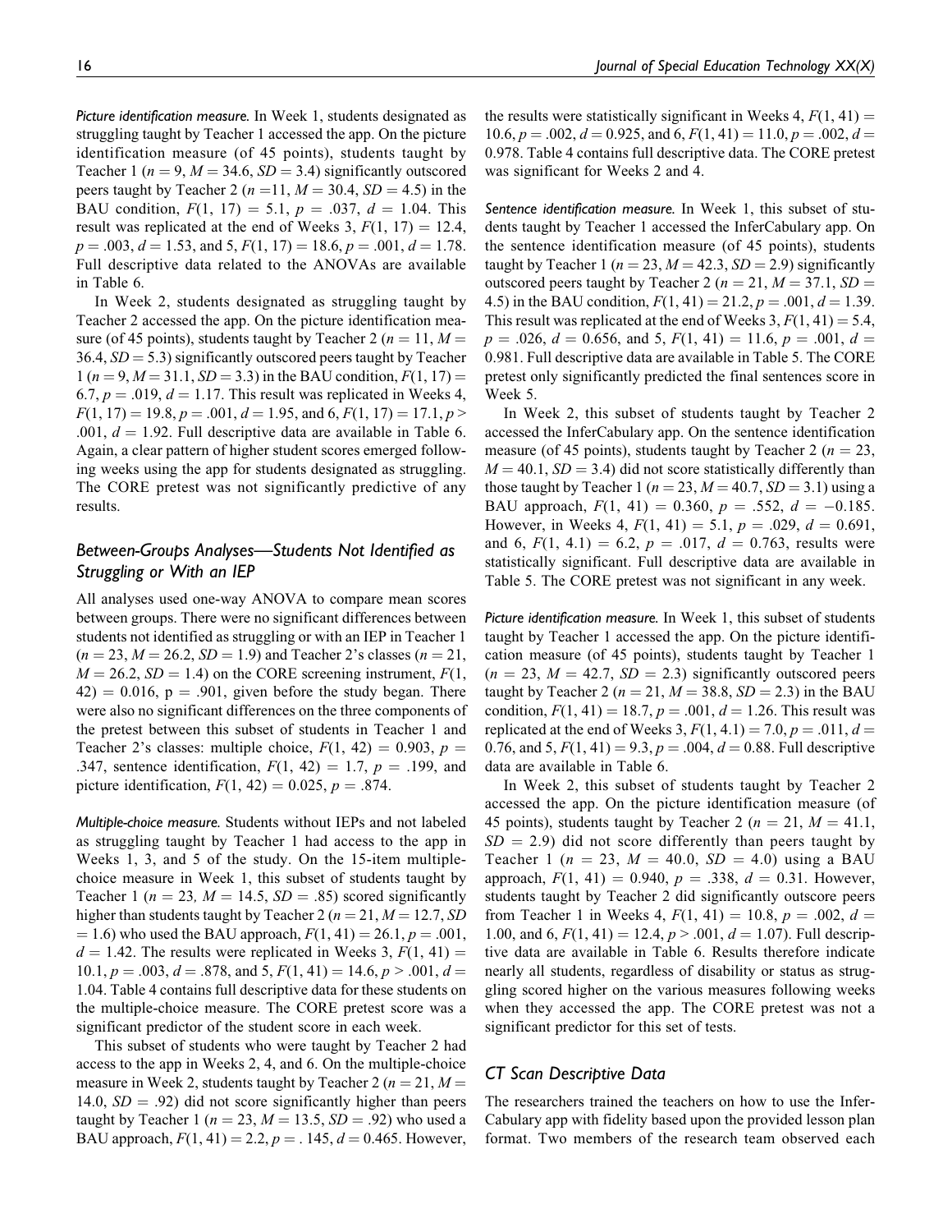*Picture identification measure.* In Week 1, students designated as struggling taught by Teacher 1 accessed the app. On the picture identification measure (of 45 points), students taught by Teacher 1 ($n = 9$, $M = 34.6$, $SD = 3.4$) significantly outscored peers taught by Teacher 2 ($n = 11$, $M = 30.4$, $SD = 4.5$) in the BAU condition, $F(1, 17) = 5.1$, $p = .037$, $d = 1.04$. This result was replicated at the end of Weeks 3, $F(1, 17) = 12.4$, $p = .003$, $d = 1.53$, and 5, $F(1, 17) = 18.6$, $p = .001$, $d = 1.78$. Full descriptive data related to the ANOVAs are available in Table 6.

In Week 2, students designated as struggling taught by Teacher 2 accessed the app. On the picture identification measure (of 45 points), students taught by Teacher 2 ($n = 11$, $M = 36.4$, $SD = 5.3$) significantly outscored peers taught by Teacher 1 ($n = 9$, $M = 31.1$, $SD = 3.3$) in the BAU condition, $F(1, 17) = 6.7$, $p = .019$, $d = 1.17$. This result was replicated in Weeks 4, $F(1, 17) = 19.8$, $p = .001$, $d = 1.95$, and 6, $F(1, 17) = 17.1$, $p > .001$, $d = 1.92$. Full descriptive data are available in Table 6. Again, a clear pattern of higher student scores emerged following weeks using the app for students designated as struggling. The CORE pretest was not significantly predictive of any results.

## Between-Groups Analyses—Students Not Identified as Struggling or With an IEP

All analyses used one-way ANOVA to compare mean scores between groups. There were no significant differences between students not identified as struggling or with an IEP in Teacher 1 ($n = 23$, $M = 26.2$, $SD = 1.9$) and Teacher 2's classes ($n = 21$, $M = 26.2$, $SD = 1.4$) on the CORE screening instrument, $F(1, 42) = 0.016$, $p = .901$, given before the study began. There were also no significant differences on the three components of the pretest between this subset of students in Teacher 1 and Teacher 2's classes: multiple choice, $F(1, 42) = 0.903$, $p = .347$, sentence identification, $F(1, 42) = 1.7$, $p = .199$, and picture identification, $F(1, 42) = 0.025$, $p = .874$.

*Multiple-choice measure.* Students without IEPs and not labeled as struggling taught by Teacher 1 had access to the app in Weeks 1, 3, and 5 of the study. On the 15-item multiple-choice measure in Week 1, this subset of students taught by Teacher 1 ($n = 23$, $M = 14.5$, $SD = .85$) scored significantly higher than students taught by Teacher 2 ($n = 21$, $M = 12.7$, $SD = 1.6$) who used the BAU approach, $F(1, 41) = 26.1$, $p = .001$, $d = 1.42$. The results were replicated in Weeks 3, $F(1, 41) = 10.1$, $p = .003$, $d = .878$, and 5, $F(1, 41) = 14.6$, $p > .001$, $d = 1.04$. Table 4 contains full descriptive data for these students on the multiple-choice measure. The CORE pretest score was a significant predictor of the student score in each week.

This subset of students who were taught by Teacher 2 had access to the app in Weeks 2, 4, and 6. On the multiple-choice measure in Week 2, students taught by Teacher 2 ($n = 21$, $M = 14.0$, $SD = .92$) did not score significantly higher than peers taught by Teacher 1 ($n = 23$, $M = 13.5$, $SD = .92$) who used a BAU approach, $F(1, 41) = 2.2$, $p = .145$, $d = 0.465$. However, the results were statistically significant in Weeks 4, $F(1, 41) = 10.6$, $p = .002$, $d = 0.925$, and 6, $F(1, 41) = 11.0$, $p = .002$, $d = 0.978$. Table 4 contains full descriptive data. The CORE pretest was significant for Weeks 2 and 4.

*Sentence identification measure.* In Week 1, this subset of students taught by Teacher 1 accessed the InferCabulary app. On the sentence identification measure (of 45 points), students taught by Teacher 1 ($n = 23$, $M = 42.3$, $SD = 2.9$) significantly outscored peers taught by Teacher 2 ($n = 21$, $M = 37.1$, $SD = 4.5$) in the BAU condition, $F(1, 41) = 21.2$, $p = .001$, $d = 1.39$. This result was replicated at the end of Weeks 3, $F(1, 41) = 5.4$, $p = .026$, $d = 0.656$, and 5, $F(1, 41) = 11.6$, $p = .001$, $d = 0.981$. Full descriptive data are available in Table 5. The CORE pretest only significantly predicted the final sentences score in Week 5.

In Week 2, this subset of students taught by Teacher 2 accessed the InferCabulary app. On the sentence identification measure (of 45 points), students taught by Teacher 2 ($n = 23$, $M = 40.1$, $SD = 3.4$) did not score statistically differently than those taught by Teacher 1 ($n = 23$, $M = 40.7$, $SD = 3.1$) using a BAU approach, $F(1, 41) = 0.360$, $p = .552$, $d = -0.185$. However, in Weeks 4, $F(1, 41) = 5.1$, $p = .029$, $d = 0.691$, and 6, $F(1, 4.1) = 6.2$, $p = .017$, $d = 0.763$, results were statistically significant. Full descriptive data are available in Table 5. The CORE pretest was not significant in any week.

*Picture identification measure.* In Week 1, this subset of students taught by Teacher 1 accessed the app. On the picture identification measure (of 45 points), students taught by Teacher 1 ($n = 23$, $M = 42.7$, $SD = 2.3$) significantly outscored peers taught by Teacher 2 ($n = 21$, $M = 38.8$, $SD = 2.3$) in the BAU condition, $F(1, 41) = 18.7$, $p = .001$, $d = 1.26$. This result was replicated at the end of Weeks 3, $F(1, 4.1) = 7.0$, $p = .011$, $d = 0.76$, and 5, $F(1, 41) = 9.3$, $p = .004$, $d = 0.88$. Full descriptive data are available in Table 6.

In Week 2, this subset of students taught by Teacher 2 accessed the app. On the picture identification measure (of 45 points), students taught by Teacher 2 ($n = 21$, $M = 41.1$, $SD = 2.9$) did not score differently than peers taught by Teacher 1 ($n = 23$, $M = 40.0$, $SD = 4.0$) using a BAU approach, $F(1, 41) = 0.940$, $p = .338$, $d = 0.31$. However, students taught by Teacher 2 did significantly outscore peers from Teacher 1 in Weeks 4, $F(1, 41) = 10.8$, $p = .002$, $d = 1.00$, and 6, $F(1, 41) = 12.4$, $p > .001$, $d = 1.07$). Full descriptive data are available in Table 6. Results therefore indicate nearly all students, regardless of disability or status as struggling scored higher on the various measures following weeks when they accessed the app. The CORE pretest was not a significant predictor for this set of tests.

## CT Scan Descriptive Data

The researchers trained the teachers on how to use the InferCabulary app with fidelity based upon the provided lesson plan format. Two members of the research team observed each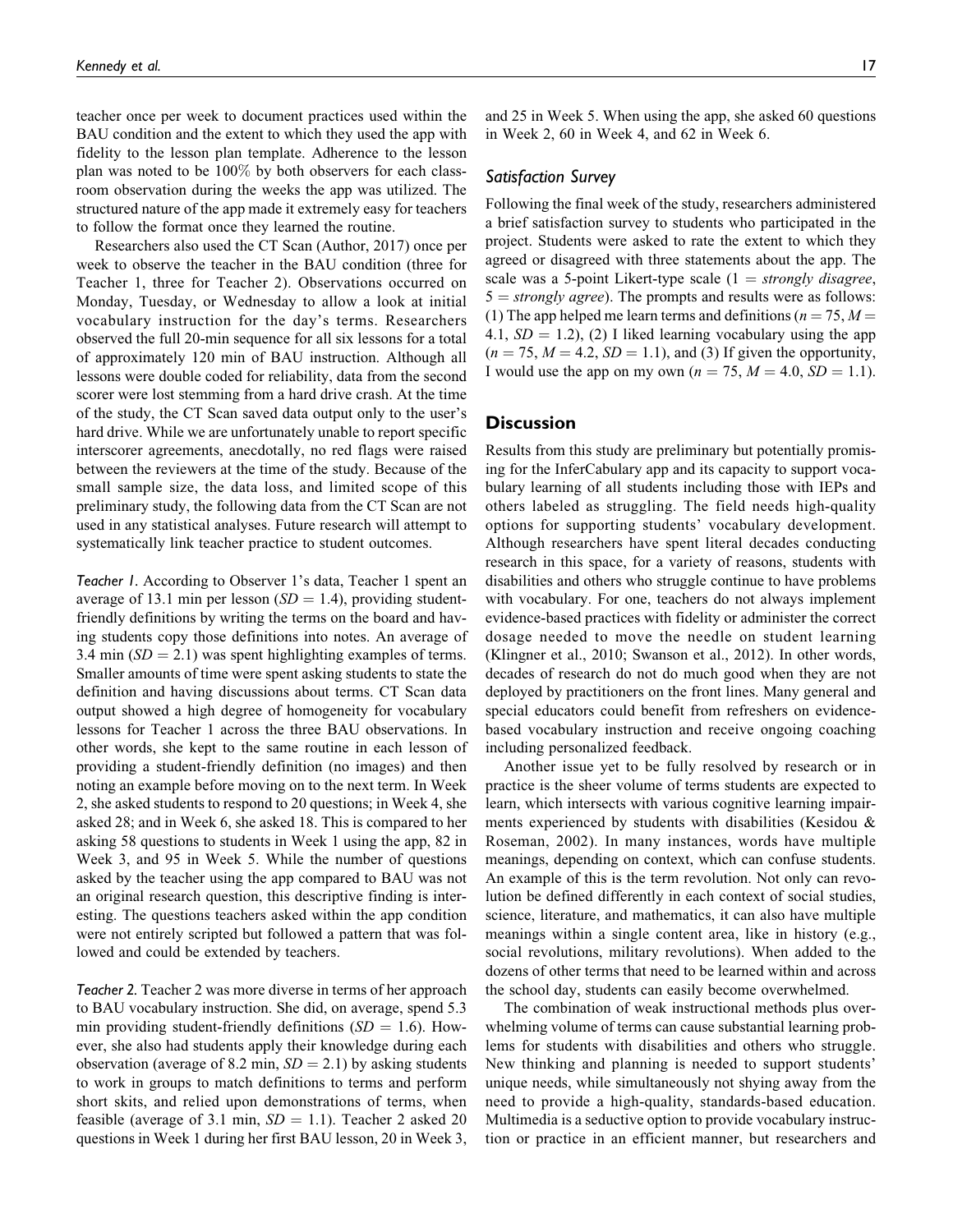teacher once per week to document practices used within the BAU condition and the extent to which they used the app with fidelity to the lesson plan template. Adherence to the lesson plan was noted to be 100% by both observers for each classroom observation during the weeks the app was utilized. The structured nature of the app made it extremely easy for teachers to follow the format once they learned the routine.

Researchers also used the CT Scan (Author, 2017) once per week to observe the teacher in the BAU condition (three for Teacher 1, three for Teacher 2). Observations occurred on Monday, Tuesday, or Wednesday to allow a look at initial vocabulary instruction for the day's terms. Researchers observed the full 20-min sequence for all six lessons for a total of approximately 120 min of BAU instruction. Although all lessons were double coded for reliability, data from the second scorer were lost stemming from a hard drive crash. At the time of the study, the CT Scan saved data output only to the user's hard drive. While we are unfortunately unable to report specific interscorer agreements, anecdotally, no red flags were raised between the reviewers at the time of the study. Because of the small sample size, the data loss, and limited scope of this preliminary study, the following data from the CT Scan are not used in any statistical analyses. Future research will attempt to systematically link teacher practice to student outcomes.

*Teacher 1.* According to Observer 1's data, Teacher 1 spent an average of 13.1 min per lesson ($SD = 1.4$), providing student-friendly definitions by writing the terms on the board and having students copy those definitions into notes. An average of 3.4 min ($SD = 2.1$) was spent highlighting examples of terms. Smaller amounts of time were spent asking students to state the definition and having discussions about terms. CT Scan data output showed a high degree of homogeneity for vocabulary lessons for Teacher 1 across the three BAU observations. In other words, she kept to the same routine in each lesson of providing a student-friendly definition (no images) and then noting an example before moving on to the next term. In Week 2, she asked students to respond to 20 questions; in Week 4, she asked 28; and in Week 6, she asked 18. This is compared to her asking 58 questions to students in Week 1 using the app, 82 in Week 3, and 95 in Week 5. While the number of questions asked by the teacher using the app compared to BAU was not an original research question, this descriptive finding is interesting. The questions teachers asked within the app condition were not entirely scripted but followed a pattern that was followed and could be extended by teachers.

*Teacher 2.* Teacher 2 was more diverse in terms of her approach to BAU vocabulary instruction. She did, on average, spend 5.3 min providing student-friendly definitions ($SD = 1.6$). However, she also had students apply their knowledge during each observation (average of 8.2 min, $SD = 2.1$) by asking students to work in groups to match definitions to terms and perform short skits, and relied upon demonstrations of terms, when feasible (average of 3.1 min, $SD = 1.1$). Teacher 2 asked 20 questions in Week 1 during her first BAU lesson, 20 in Week 3, and 25 in Week 5. When using the app, she asked 60 questions in Week 2, 60 in Week 4, and 62 in Week 6.

### Satisfaction Survey

Following the final week of the study, researchers administered a brief satisfaction survey to students who participated in the project. Students were asked to rate the extent to which they agreed or disagreed with three statements about the app. The scale was a 5-point Likert-type scale (1 = *strongly disagree*, 5 = *strongly agree*). The prompts and results were as follows: (1) The app helped me learn terms and definitions ($n = 75$, $M = 4.1$, $SD = 1.2$), (2) I liked learning vocabulary using the app ($n = 75$, $M = 4.2$, $SD = 1.1$), and (3) If given the opportunity, I would use the app on my own ($n = 75$, $M = 4.0$, $SD = 1.1$).

## Discussion

Results from this study are preliminary but potentially promising for the InferCabulary app and its capacity to support vocabulary learning of all students including those with IEPs and others labeled as struggling. The field needs high-quality options for supporting students' vocabulary development. Although researchers have spent literal decades conducting research in this space, for a variety of reasons, students with disabilities and others who struggle continue to have problems with vocabulary. For one, teachers do not always implement evidence-based practices with fidelity or administer the correct dosage needed to move the needle on student learning (Klingner et al., 2010; Swanson et al., 2012). In other words, decades of research do not do much good when they are not deployed by practitioners on the front lines. Many general and special educators could benefit from refreshers on evidence-based vocabulary instruction and receive ongoing coaching including personalized feedback.

Another issue yet to be fully resolved by research or in practice is the sheer volume of terms students are expected to learn, which intersects with various cognitive learning impairments experienced by students with disabilities (Kesidou & Roseman, 2002). In many instances, words have multiple meanings, depending on context, which can confuse students. An example of this is the term revolution. Not only can revolution be defined differently in each context of social studies, science, literature, and mathematics, it can also have multiple meanings within a single content area, like in history (e.g., social revolutions, military revolutions). When added to the dozens of other terms that need to be learned within and across the school day, students can easily become overwhelmed.

The combination of weak instructional methods plus overwhelming volume of terms can cause substantial learning problems for students with disabilities and others who struggle. New thinking and planning is needed to support students' unique needs, while simultaneously not shying away from the need to provide a high-quality, standards-based education. Multimedia is a seductive option to provide vocabulary instruction or practice in an efficient manner, but researchers and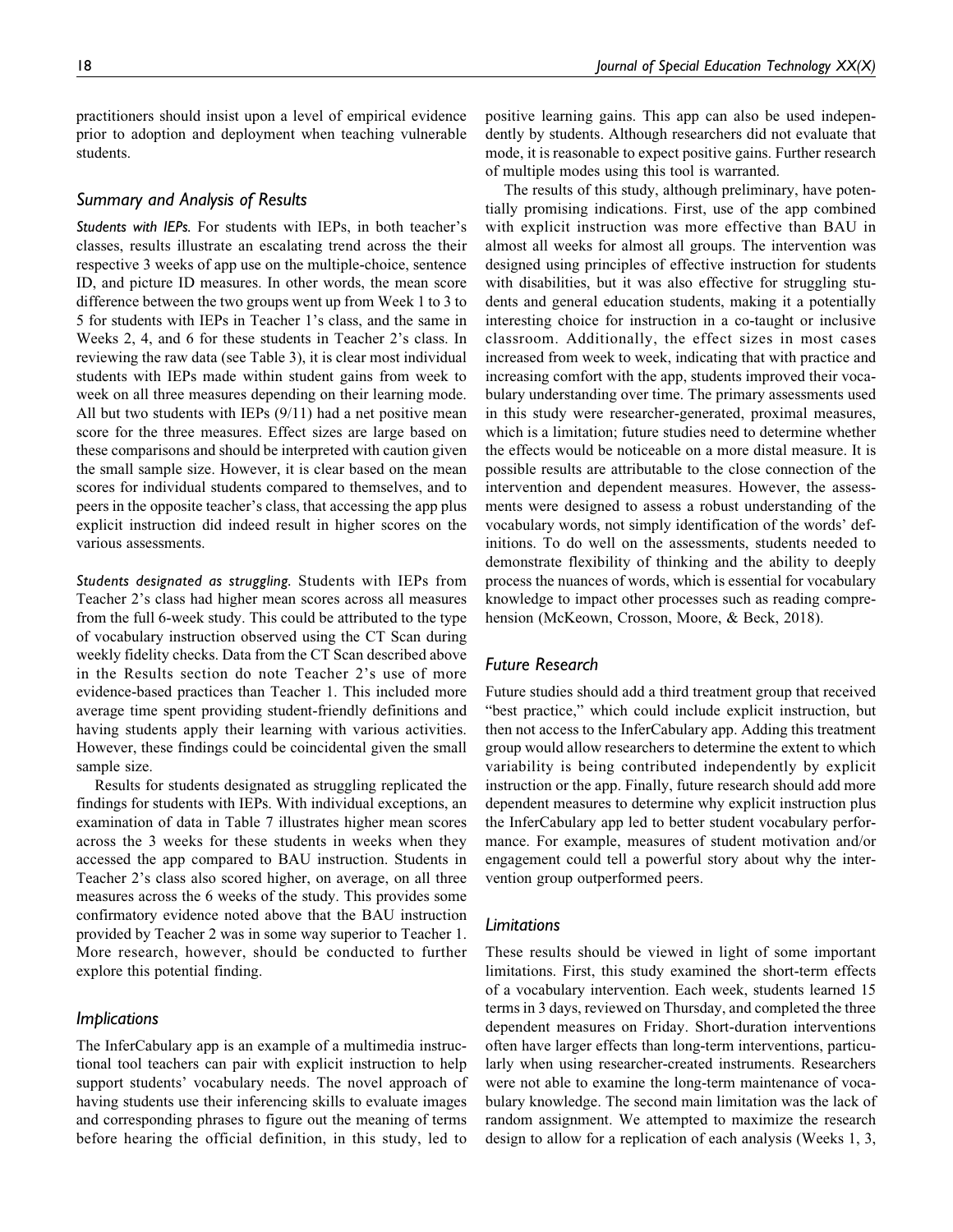practitioners should insist upon a level of empirical evidence prior to adoption and deployment when teaching vulnerable students.

## Summary and Analysis of Results

*Students with IEPs.* For students with IEPs, in both teacher's classes, results illustrate an escalating trend across the their respective 3 weeks of app use on the multiple-choice, sentence ID, and picture ID measures. In other words, the mean score difference between the two groups went up from Week 1 to 3 to 5 for students with IEPs in Teacher 1's class, and the same in Weeks 2, 4, and 6 for these students in Teacher 2's class. In reviewing the raw data (see Table 3), it is clear most individual students with IEPs made within student gains from week to week on all three measures depending on their learning mode. All but two students with IEPs (9/11) had a net positive mean score for the three measures. Effect sizes are large based on these comparisons and should be interpreted with caution given the small sample size. However, it is clear based on the mean scores for individual students compared to themselves, and to peers in the opposite teacher's class, that accessing the app plus explicit instruction did indeed result in higher scores on the various assessments.

*Students designated as struggling.* Students with IEPs from Teacher 2's class had higher mean scores across all measures from the full 6-week study. This could be attributed to the type of vocabulary instruction observed using the CT Scan during weekly fidelity checks. Data from the CT Scan described above in the Results section do note Teacher 2's use of more evidence-based practices than Teacher 1. This included more average time spent providing student-friendly definitions and having students apply their learning with various activities. However, these findings could be coincidental given the small sample size.

Results for students designated as struggling replicated the findings for students with IEPs. With individual exceptions, an examination of data in Table 7 illustrates higher mean scores across the 3 weeks for these students in weeks when they accessed the app compared to BAU instruction. Students in Teacher 2's class also scored higher, on average, on all three measures across the 6 weeks of the study. This provides some confirmatory evidence noted above that the BAU instruction provided by Teacher 2 was in some way superior to Teacher 1. More research, however, should be conducted to further explore this potential finding.

## Implications

The InferCabulary app is an example of a multimedia instructional tool teachers can pair with explicit instruction to help support students' vocabulary needs. The novel approach of having students use their inferencing skills to evaluate images and corresponding phrases to figure out the meaning of terms before hearing the official definition, in this study, led to positive learning gains. This app can also be used independently by students. Although researchers did not evaluate that mode, it is reasonable to expect positive gains. Further research of multiple modes using this tool is warranted.

The results of this study, although preliminary, have potentially promising indications. First, use of the app combined with explicit instruction was more effective than BAU in almost all weeks for almost all groups. The intervention was designed using principles of effective instruction for students with disabilities, but it was also effective for struggling students and general education students, making it a potentially interesting choice for instruction in a co-taught or inclusive classroom. Additionally, the effect sizes in most cases increased from week to week, indicating that with practice and increasing comfort with the app, students improved their vocabulary understanding over time. The primary assessments used in this study were researcher-generated, proximal measures, which is a limitation; future studies need to determine whether the effects would be noticeable on a more distal measure. It is possible results are attributable to the close connection of the intervention and dependent measures. However, the assessments were designed to assess a robust understanding of the vocabulary words, not simply identification of the words' definitions. To do well on the assessments, students needed to demonstrate flexibility of thinking and the ability to deeply process the nuances of words, which is essential for vocabulary knowledge to impact other processes such as reading comprehension (McKeown, Crosson, Moore, & Beck, 2018).

## Future Research

Future studies should add a third treatment group that received "best practice," which could include explicit instruction, but then not access to the InferCabulary app. Adding this treatment group would allow researchers to determine the extent to which variability is being contributed independently by explicit instruction or the app. Finally, future research should add more dependent measures to determine why explicit instruction plus the InferCabulary app led to better student vocabulary performance. For example, measures of student motivation and/or engagement could tell a powerful story about why the intervention group outperformed peers.

## Limitations

These results should be viewed in light of some important limitations. First, this study examined the short-term effects of a vocabulary intervention. Each week, students learned 15 terms in 3 days, reviewed on Thursday, and completed the three dependent measures on Friday. Short-duration interventions often have larger effects than long-term interventions, particularly when using researcher-created instruments. Researchers were not able to examine the long-term maintenance of vocabulary knowledge. The second main limitation was the lack of random assignment. We attempted to maximize the research design to allow for a replication of each analysis (Weeks 1, 3,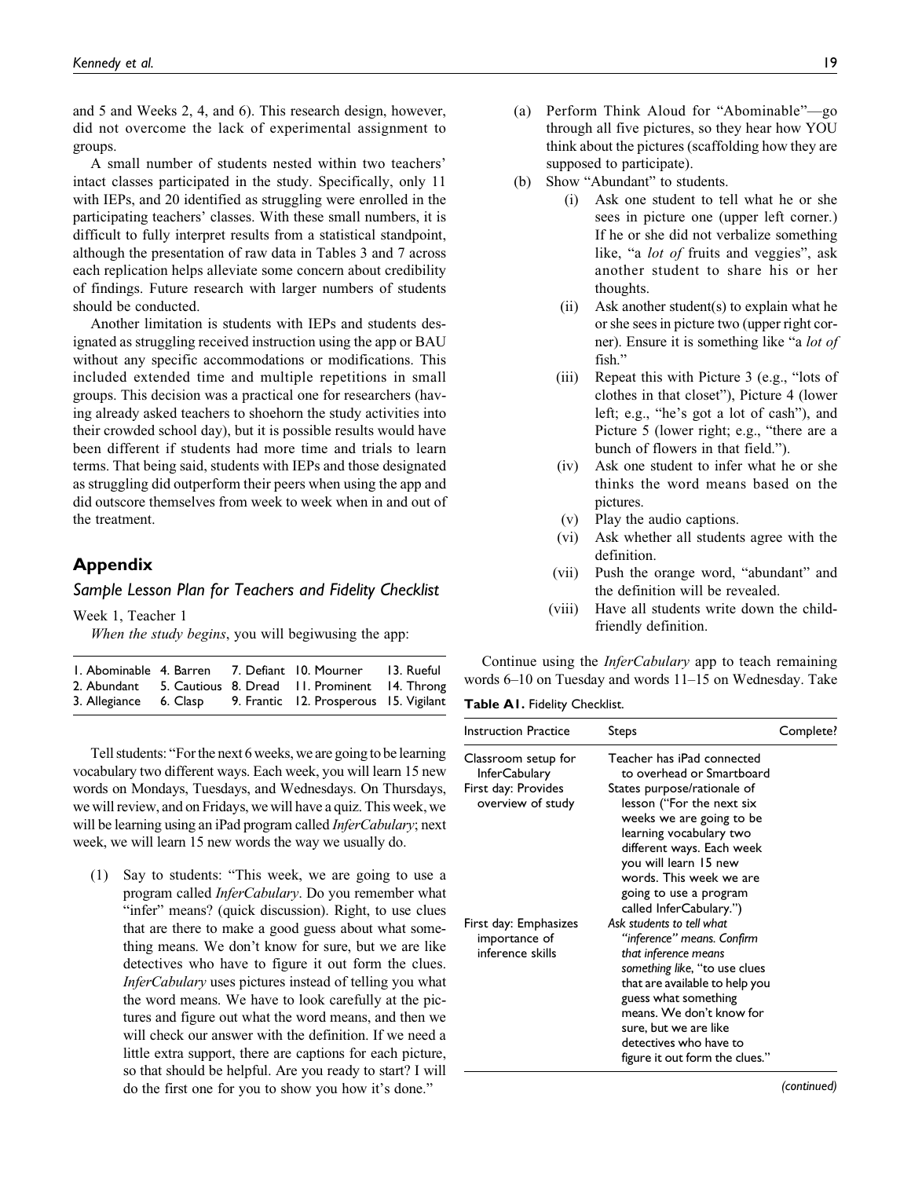and 5 and Weeks 2, 4, and 6). This research design, however, did not overcome the lack of experimental assignment to groups.

A small number of students nested within two teachers' intact classes participated in the study. Specifically, only 11 with IEPs, and 20 identified as struggling were enrolled in the participating teachers' classes. With these small numbers, it is difficult to fully interpret results from a statistical standpoint, although the presentation of raw data in Tables 3 and 7 across each replication helps alleviate some concern about credibility of findings. Future research with larger numbers of students should be conducted.

Another limitation is students with IEPs and students designated as struggling received instruction using the app or BAU without any specific accommodations or modifications. This included extended time and multiple repetitions in small groups. This decision was a practical one for researchers (having already asked teachers to shoehorn the study activities into their crowded school day), but it is possible results would have been different if students had more time and trials to learn terms. That being said, students with IEPs and those designated as struggling did outperform their peers when using the app and did outscore themselves from week to week when in and out of the treatment.

## Appendix

### Sample Lesson Plan for Teachers and Fidelity Checklist

Week 1, Teacher 1

*When the study begins*, you will begiwusing the app:

| 1. Abominable | 4. Barren | 7. Defiant | 10. Mourner | 13. Rueful |
|---|---|---|---|---|
| 2. Abundant | 5. Cautious | 8. Dread | 11. Prominent | 14. Throng |
| 3. Allegiance | 6. Clasp | 9. Frantic | 12. Prosperous | 15. Vigilant |

Tell students: "For the next 6 weeks, we are going to be learning vocabulary two different ways. Each week, you will learn 15 new words on Mondays, Tuesdays, and Wednesdays. On Thursdays, we will review, and on Fridays, we will have a quiz. This week, we will be learning using an iPad program called *InferCabulary*; next week, we will learn 15 new words the way we usually do.

(1) Say to students: "This week, we are going to use a program called *InferCabulary*. Do you remember what "infer" means? (quick discussion). Right, to use clues that are there to make a good guess about what something means. We don't know for sure, but we are like detectives who have to figure it out form the clues. *InferCabulary* uses pictures instead of telling you what the word means. We have to look carefully at the pictures and figure out what the word means, and then we will check our answer with the definition. If we need a little extra support, there are captions for each picture, so that should be helpful. Are you ready to start? I will do the first one for you to show you how it's done."

(a) Perform Think Aloud for "Abominable"—go through all five pictures, so they hear how YOU think about the pictures (scaffolding how they are supposed to participate).

(b) Show "Abundant" to students.

(i) Ask one student to tell what he or she sees in picture one (upper left corner.) If he or she did not verbalize something like, "a *lot of* fruits and veggies", ask another student to share his or her thoughts.

(ii) Ask another student(s) to explain what he or she sees in picture two (upper right corner). Ensure it is something like "a *lot of* fish."

(iii) Repeat this with Picture 3 (e.g., "lots of clothes in that closet"), Picture 4 (lower left; e.g., "he's got a lot of cash"), and Picture 5 (lower right; e.g., "there are a bunch of flowers in that field.").

(iv) Ask one student to infer what he or she thinks the word means based on the pictures.

(v) Play the audio captions.

(vi) Ask whether all students agree with the definition.

(vii) Push the orange word, "abundant" and the definition will be revealed.

(viii) Have all students write down the child-friendly definition.

Continue using the *InferCabulary* app to teach remaining words 6–10 on Tuesday and words 11–15 on Wednesday. Take

**Table A1.** Fidelity Checklist.

| Instruction Practice | Steps | Complete? |
|---|---|---|
| Classroom setup for InferCabulary | Teacher has iPad connected to overhead or Smartboard | |
| First day: Provides overview of study | States purpose/rationale of lesson ("For the next six weeks we are going to be learning vocabulary two different ways. Each week you will learn 15 new words. This week we are going to use a program called InferCabulary.") | |
| First day: Emphasizes importance of inference skills | *Ask students to tell what "inference" means. Confirm that inference means something like*, "to use clues that are available to help you guess what something means. We don't know for sure, but we are like detectives who have to figure it out form the clues." | |

(continued)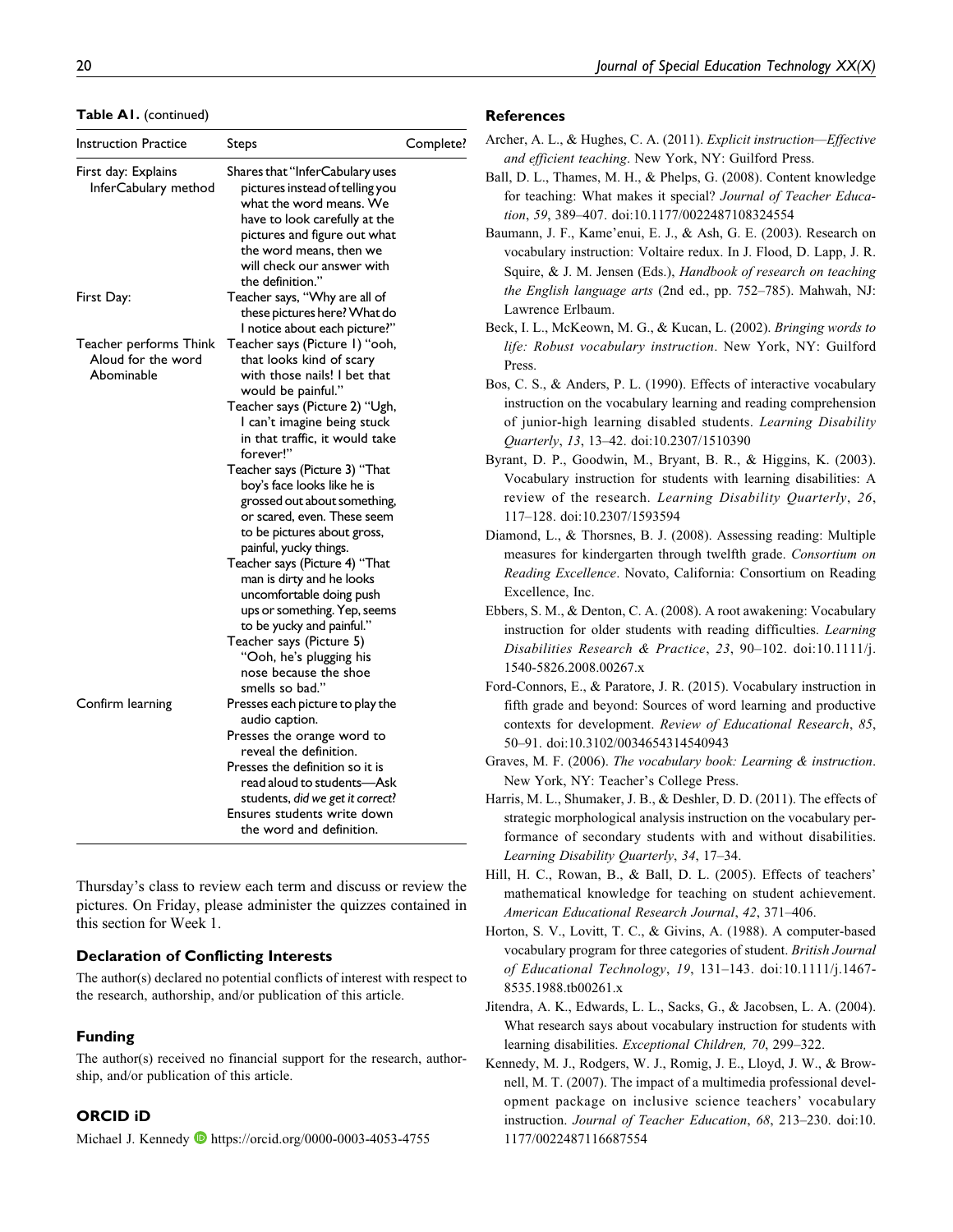**Table A1.** (continued)

| Instruction Practice | Steps | Complete? |
|---|---|---|
| First day: Explains InferCabulary method | Shares that "InferCabulary uses pictures instead of telling you what the word means. We have to look carefully at the pictures and figure out what the word means, then we will check our answer with the definition." | |
| First Day: | Teacher says, "Why are all of these pictures here? What do I notice about each picture?" | |
| Teacher performs Think Aloud for the word Abominable | Teacher says (Picture 1) "ooh, that looks kind of scary with those nails! I bet that would be painful." Teacher says (Picture 2) "Ugh, I can't imagine being stuck in that traffic, it would take forever!" Teacher says (Picture 3) "That boy's face looks like he is grossed out about something, or scared, even. These seem to be pictures about gross, painful, yucky things. Teacher says (Picture 4) "That man is dirty and he looks uncomfortable doing push ups or something. Yep, seems to be yucky and painful." Teacher says (Picture 5) "Ooh, he's plugging his nose because the shoe smells so bad." | |
| Confirm learning | Presses each picture to play the audio caption. Presses the orange word to reveal the definition. Presses the definition so it is read aloud to students—Ask students, *did we get it correct?* Ensures students write down the word and definition. | |

Thursday's class to review each term and discuss or review the pictures. On Friday, please administer the quizzes contained in this section for Week 1.

## Declaration of Conflicting Interests

The author(s) declared no potential conflicts of interest with respect to the research, authorship, and/or publication of this article.

## Funding

The author(s) received no financial support for the research, authorship, and/or publication of this article.

## ORCID iD

Michael J. Kennedy https://orcid.org/0000-0003-4053-4755

## References

Archer, A. L., & Hughes, C. A. (2011). *Explicit instruction—Effective and efficient teaching*. New York, NY: Guilford Press.

Ball, D. L., Thames, M. H., & Phelps, G. (2008). Content knowledge for teaching: What makes it special? *Journal of Teacher Education*, *59*, 389–407. doi:10.1177/0022487108324554

Baumann, J. F., Kame'enui, E. J., & Ash, G. E. (2003). Research on vocabulary instruction: Voltaire redux. In J. Flood, D. Lapp, J. R. Squire, & J. M. Jensen (Eds.), *Handbook of research on teaching the English language arts* (2nd ed., pp. 752–785). Mahwah, NJ: Lawrence Erlbaum.

Beck, I. L., McKeown, M. G., & Kucan, L. (2002). *Bringing words to life: Robust vocabulary instruction*. New York, NY: Guilford Press.

Bos, C. S., & Anders, P. L. (1990). Effects of interactive vocabulary instruction on the vocabulary learning and reading comprehension of junior-high learning disabled students. *Learning Disability Quarterly*, *13*, 13–42. doi:10.2307/1510390

Byrant, D. P., Goodwin, M., Bryant, B. R., & Higgins, K. (2003). Vocabulary instruction for students with learning disabilities: A review of the research. *Learning Disability Quarterly*, *26*, 117–128. doi:10.2307/1593594

Diamond, L., & Thorsnes, B. J. (2008). Assessing reading: Multiple measures for kindergarten through twelfth grade. *Consortium on Reading Excellence*. Novato, California: Consortium on Reading Excellence, Inc.

Ebbers, S. M., & Denton, C. A. (2008). A root awakening: Vocabulary instruction for older students with reading difficulties. *Learning Disabilities Research & Practice*, *23*, 90–102. doi:10.1111/j.1540-5826.2008.00267.x

Ford-Connors, E., & Paratore, J. R. (2015). Vocabulary instruction in fifth grade and beyond: Sources of word learning and productive contexts for development. *Review of Educational Research*, *85*, 50–91. doi:10.3102/0034654314540943

Graves, M. F. (2006). *The vocabulary book: Learning & instruction*. New York, NY: Teacher's College Press.

Harris, M. L., Shumaker, J. B., & Deshler, D. D. (2011). The effects of strategic morphological analysis instruction on the vocabulary performance of secondary students with and without disabilities. *Learning Disability Quarterly*, *34*, 17–34.

Hill, H. C., Rowan, B., & Ball, D. L. (2005). Effects of teachers' mathematical knowledge for teaching on student achievement. *American Educational Research Journal*, *42*, 371–406.

Horton, S. V., Lovitt, T. C., & Givins, A. (1988). A computer-based vocabulary program for three categories of student. *British Journal of Educational Technology*, *19*, 131–143. doi:10.1111/j.1467-8535.1988.tb00261.x

Jitendra, A. K., Edwards, L. L., Sacks, G., & Jacobsen, L. A. (2004). What research says about vocabulary instruction for students with learning disabilities. *Exceptional Children, 70*, 299–322.

Kennedy, M. J., Rodgers, W. J., Romig, J. E., Lloyd, J. W., & Brownell, M. T. (2007). The impact of a multimedia professional development package on inclusive science teachers' vocabulary instruction. *Journal of Teacher Education*, *68*, 213–230. doi:10.1177/0022487116687554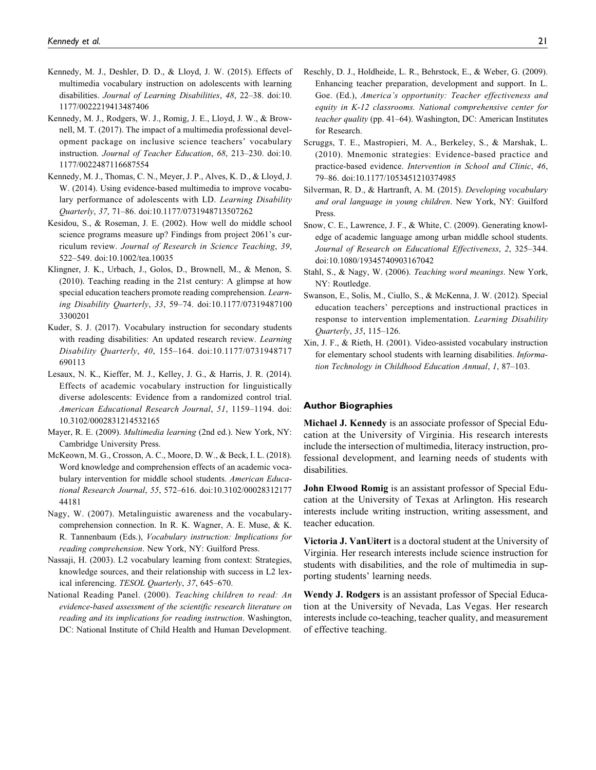Kennedy, M. J., Deshler, D. D., & Lloyd, J. W. (2015). Effects of multimedia vocabulary instruction on adolescents with learning disabilities. *Journal of Learning Disabilities*, *48*, 22–38. doi:10.1177/0022219413487406

Kennedy, M. J., Rodgers, W. J., Romig, J. E., Lloyd, J. W., & Brownell, M. T. (2017). The impact of a multimedia professional development package on inclusive science teachers' vocabulary instruction. *Journal of Teacher Education*, *68*, 213–230. doi:10.1177/0022487116687554

Kennedy, M. J., Thomas, C. N., Meyer, J. P., Alves, K. D., & Lloyd, J. W. (2014). Using evidence-based multimedia to improve vocabulary performance of adolescents with LD. *Learning Disability Quarterly*, *37*, 71–86. doi:10.1177/0731948713507262

Kesidou, S., & Roseman, J. E. (2002). How well do middle school science programs measure up? Findings from project 2061's curriculum review. *Journal of Research in Science Teaching*, *39*, 522–549. doi:10.1002/tea.10035

Klingner, J. K., Urbach, J., Golos, D., Brownell, M., & Menon, S. (2010). Teaching reading in the 21st century: A glimpse at how special education teachers promote reading comprehension. *Learning Disability Quarterly*, *33*, 59–74. doi:10.1177/073194871003300201

Kuder, S. J. (2017). Vocabulary instruction for secondary students with reading disabilities: An updated research review. *Learning Disability Quarterly*, *40*, 155–164. doi:10.1177/0731948717690113

Lesaux, N. K., Kieffer, M. J., Kelley, J. G., & Harris, J. R. (2014). Effects of academic vocabulary instruction for linguistically diverse adolescents: Evidence from a randomized control trial. *American Educational Research Journal*, *51*, 1159–1194. doi:10.3102/0002831214532165

Mayer, R. E. (2009). *Multimedia learning* (2nd ed.). New York, NY: Cambridge University Press.

McKeown, M. G., Crosson, A. C., Moore, D. W., & Beck, I. L. (2018). Word knowledge and comprehension effects of an academic vocabulary intervention for middle school students. *American Educational Research Journal*, *55*, 572–616. doi:10.3102/0002831217744181

Nagy, W. (2007). Metalinguistic awareness and the vocabulary-comprehension connection. In R. K. Wagner, A. E. Muse, & K. R. Tannenbaum (Eds.), *Vocabulary instruction: Implications for reading comprehension*. New York, NY: Guilford Press.

Nassaji, H. (2003). L2 vocabulary learning from context: Strategies, knowledge sources, and their relationship with success in L2 lexical inferencing. *TESOL Quarterly*, *37*, 645–670.

National Reading Panel. (2000). *Teaching children to read: An evidence-based assessment of the scientific research literature on reading and its implications for reading instruction*. Washington, DC: National Institute of Child Health and Human Development.

Reschly, D. J., Holdheide, L. R., Behrstock, E., & Weber, G. (2009). Enhancing teacher preparation, development and support. In L. Goe. (Ed.), *America's opportunity: Teacher effectiveness and equity in K-12 classrooms. National comprehensive center for teacher quality* (pp. 41–64). Washington, DC: American Institutes for Research.

Scruggs, T. E., Mastropieri, M. A., Berkeley, S., & Marshak, L. (2010). Mnemonic strategies: Evidence-based practice and practice-based evidence. *Intervention in School and Clinic*, *46*, 79–86. doi:10.1177/1053451210374985

Silverman, R. D., & Hartranft, A. M. (2015). *Developing vocabulary and oral language in young children*. New York, NY: Guilford Press.

Snow, C. E., Lawrence, J. F., & White, C. (2009). Generating knowledge of academic language among urban middle school students. *Journal of Research on Educational Effectiveness*, *2*, 325–344. doi:10.1080/19345740903167042

Stahl, S., & Nagy, W. (2006). *Teaching word meanings*. New York, NY: Routledge.

Swanson, E., Solis, M., Ciullo, S., & McKenna, J. W. (2012). Special education teachers' perceptions and instructional practices in response to intervention implementation. *Learning Disability Quarterly*, *35*, 115–126.

Xin, J. F., & Rieth, H. (2001). Video-assisted vocabulary instruction for elementary school students with learning disabilities. *Information Technology in Childhood Education Annual*, *1*, 87–103.

## Author Biographies

**Michael J. Kennedy** is an associate professor of Special Education at the University of Virginia. His research interests include the intersection of multimedia, literacy instruction, professional development, and learning needs of students with disabilities.

**John Elwood Romig** is an assistant professor of Special Education at the University of Texas at Arlington. His research interests include writing instruction, writing assessment, and teacher education.

**Victoria J. VanUitert** is a doctoral student at the University of Virginia. Her research interests include science instruction for students with disabilities, and the role of multimedia in supporting students' learning needs.

**Wendy J. Rodgers** is an assistant professor of Special Education at the University of Nevada, Las Vegas. Her research interests include co-teaching, teacher quality, and measurement of effective teaching.